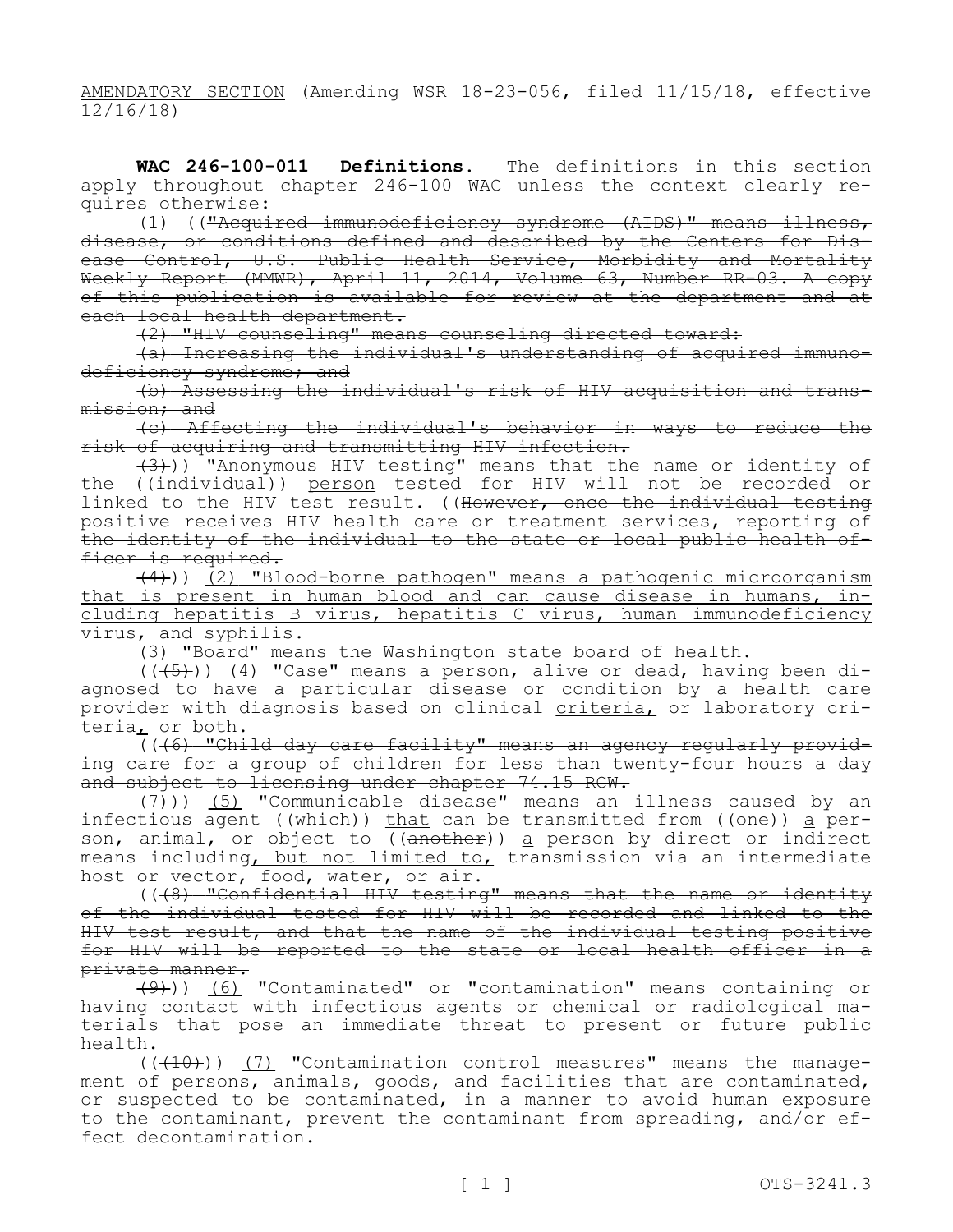<u>AMENDATORY SECTION</u> (Amending WSR 18-23-056, filed 11/15/18, effective 12/16/18)

**WAC 246-100-011 Definitions.** The definitions in this section apply throughout chapter 246-100 WAC unless the context clearly requires otherwise:

(1) ((~~"Acquired immunodeficiency syndrome (AIDS)" means illness, disease, or conditions defined and described by the Centers for Disease Control, U.S. Public Health Service, Morbidity and Mortality Weekly Report (MMWR), April 11, 2014, Volume 63, Number RR-03. A copy of this publication is available for review at the department and at each local health department.~~

~~(2) "HIV counseling" means counseling directed toward:~~

~~(a) Increasing the individual's understanding of acquired immunodeficiency syndrome; and~~

~~(b) Assessing the individual's risk of HIV acquisition and transmission; and~~

~~(c) Affecting the individual's behavior in ways to reduce the risk of acquiring and transmitting HIV infection.~~

~~(3)~~)) "Anonymous HIV testing" means that the name or identity of the ((~~individual~~)) <u>person</u> tested for HIV will not be recorded or linked to the HIV test result. ((~~However, once the individual testing positive receives HIV health care or treatment services, reporting of the identity of the individual to the state or local public health officer is required.~~

~~(4)~~)) <u>(2) "Blood-borne pathogen" means a pathogenic microorganism that is present in human blood and can cause disease in humans, including hepatitis B virus, hepatitis C virus, human immunodeficiency virus, and syphilis.</u>

<u>(3)</u> "Board" means the Washington state board of health.

((~~(5)~~)) <u>(4)</u> "Case" means a person, alive or dead, having been diagnosed to have a particular disease or condition by a health care provider with diagnosis based on clinical <u>criteria,</u> or laboratory criteria<u>,</u> or both.

((~~(6) "Child day care facility" means an agency regularly providing care for a group of children for less than twenty-four hours a day and subject to licensing under chapter 74.15 RCW.~~

~~(7)~~)) <u>(5)</u> "Communicable disease" means an illness caused by an infectious agent ((~~which~~)) <u>that</u> can be transmitted from ((~~one~~)) <u>a</u> person, animal, or object to ((~~another~~)) <u>a</u> person by direct or indirect means including<u>, but not limited to,</u> transmission via an intermediate host or vector, food, water, or air.

((~~(8) "Confidential HIV testing" means that the name or identity of the individual tested for HIV will be recorded and linked to the HIV test result, and that the name of the individual testing positive for HIV will be reported to the state or local health officer in a private manner.~~

~~(9)~~)) <u>(6)</u> "Contaminated" or "contamination" means containing or having contact with infectious agents or chemical or radiological materials that pose an immediate threat to present or future public health.

((~~(10)~~)) <u>(7)</u> "Contamination control measures" means the management of persons, animals, goods, and facilities that are contaminated, or suspected to be contaminated, in a manner to avoid human exposure to the contaminant, prevent the contaminant from spreading, and/or effect decontamination.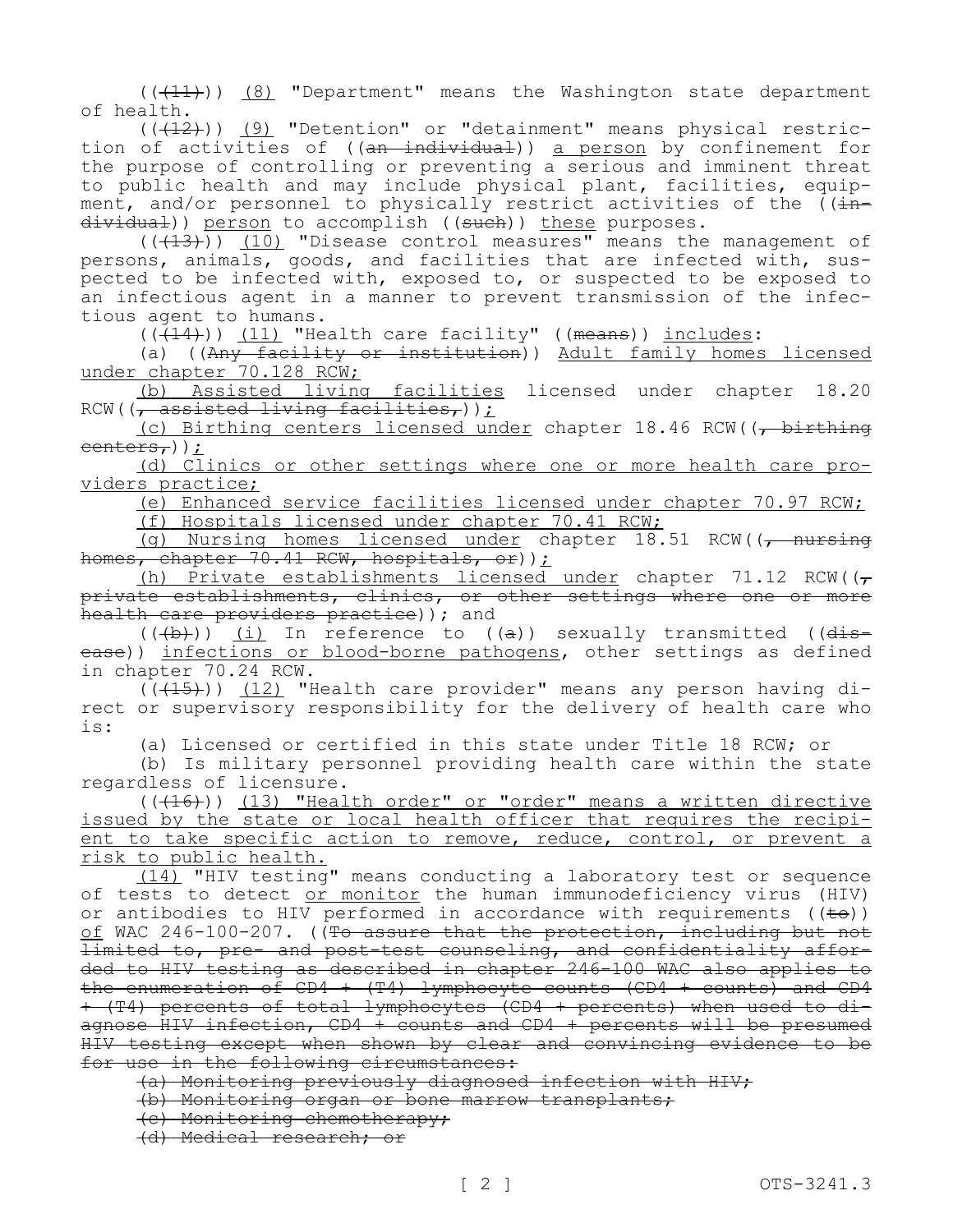((~~(11)~~)) (8) "Department" means the Washington state department of health.

((~~(12)~~)) (9) "Detention" or "detainment" means physical restriction of activities of ((~~an individual~~)) a person by confinement for the purpose of controlling or preventing a serious and imminent threat to public health and may include physical plant, facilities, equipment, and/or personnel to physically restrict activities of the ((~~individual~~)) person to accomplish ((~~such~~)) these purposes.

((~~(13)~~)) (10) "Disease control measures" means the management of persons, animals, goods, and facilities that are infected with, suspected to be infected with, exposed to, or suspected to be exposed to an infectious agent in a manner to prevent transmission of the infectious agent to humans.

((~~(14)~~)) (11) "Health care facility" ((~~means~~)) includes:

(a) ((~~Any facility or institution~~)) Adult family homes licensed under chapter 70.128 RCW;

(b) Assisted living facilities licensed under chapter 18.20 RCW((~~, assisted living facilities,~~));

(c) Birthing centers licensed under chapter 18.46 RCW((~~, birthing centers,~~));

(d) Clinics or other settings where one or more health care providers practice;

(e) Enhanced service facilities licensed under chapter 70.97 RCW;

(f) Hospitals licensed under chapter 70.41 RCW;

(g) Nursing homes licensed under chapter 18.51 RCW((~~, nursing homes, chapter 70.41 RCW, hospitals, or~~));

(h) Private establishments licensed under chapter 71.12 RCW((~~, private establishments, clinics, or other settings where one or more health care providers practice~~)); and

((~~(b)~~)) (i) In reference to ((~~a~~)) sexually transmitted ((~~disease~~)) infections or blood-borne pathogens, other settings as defined in chapter 70.24 RCW.

((~~(15)~~)) (12) "Health care provider" means any person having direct or supervisory responsibility for the delivery of health care who is:

(a) Licensed or certified in this state under Title 18 RCW; or

(b) Is military personnel providing health care within the state regardless of licensure.

((~~(16)~~)) (13) "Health order" or "order" means a written directive issued by the state or local health officer that requires the recipient to take specific action to remove, reduce, control, or prevent a risk to public health.

(14) "HIV testing" means conducting a laboratory test or sequence of tests to detect or monitor the human immunodeficiency virus (HIV) or antibodies to HIV performed in accordance with requirements ((~~to~~)) of WAC 246-100-207. ((~~To assure that the protection, including but not limited to, pre- and post-test counseling, and confidentiality afforded to HIV testing as described in chapter 246-100 WAC also applies to the enumeration of CD4 + (T4) lymphocyte counts (CD4 + counts) and CD4 + (T4) percents of total lymphocytes (CD4 + percents) when used to diagnose HIV infection, CD4 + counts and CD4 + percents will be presumed HIV testing except when shown by clear and convincing evidence to be for use in the following circumstances:~~

~~(a) Monitoring previously diagnosed infection with HIV;~~

~~(b) Monitoring organ or bone marrow transplants;~~

~~(c) Monitoring chemotherapy;~~

~~(d) Medical research; or~~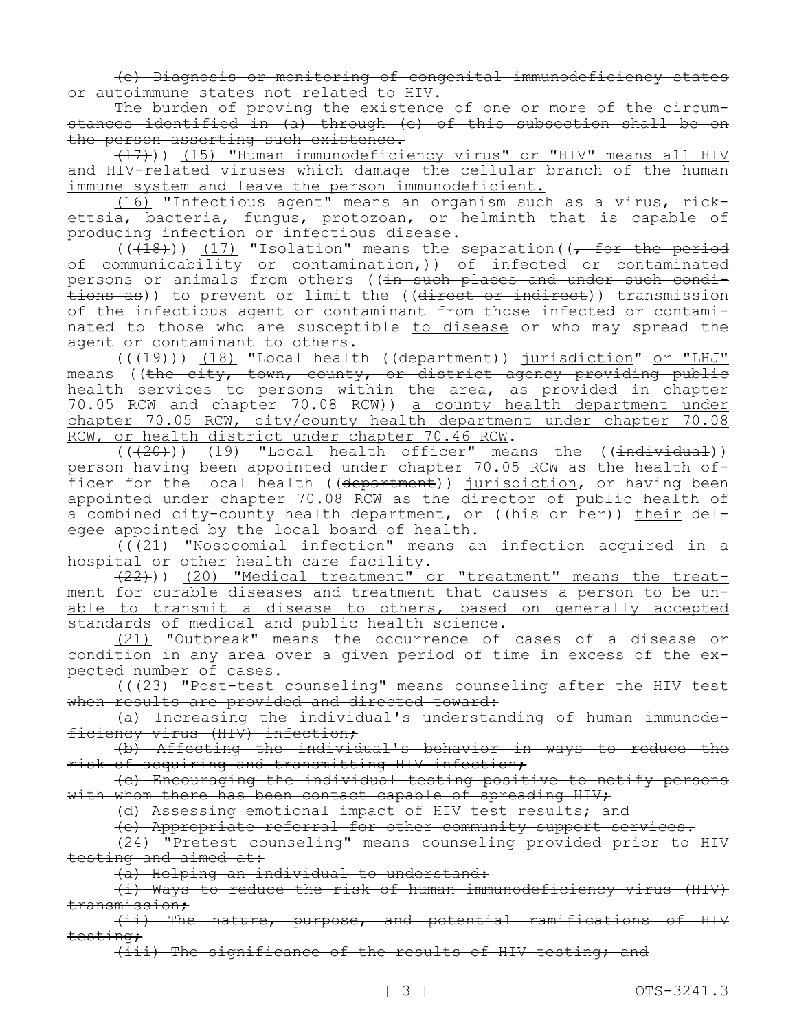(e) Diagnosis or monitoring of congenital immunodeficiency states or autoimmune states not related to HIV.

The burden of proving the existence of one or more of the circumstances identified in (a) through (e) of this subsection shall be on the person asserting such existence.

(17))) (15) "Human immunodeficiency virus" or "HIV" means all HIV and HIV-related viruses which damage the cellular branch of the human immune system and leave the person immunodeficient.

(16) "Infectious agent" means an organism such as a virus, rickettsia, bacteria, fungus, protozoan, or helminth that is capable of producing infection or infectious disease.

(((18))) (17) "Isolation" means the separation((, for the period of communicability or contamination,)) of infected or contaminated persons or animals from others ((in such places and under such conditions as)) to prevent or limit the ((direct or indirect)) transmission of the infectious agent or contaminant from those infected or contaminated to those who are susceptible to disease or who may spread the agent or contaminant to others.

(((19))) (18) "Local health ((department)) jurisdiction" or "LHJ" means ((the city, town, county, or district agency providing public health services to persons within the area, as provided in chapter 70.05 RCW and chapter 70.08 RCW)) a county health department under chapter 70.05 RCW, city/county health department under chapter 70.08 RCW, or health district under chapter 70.46 RCW.

(((20))) (19) "Local health officer" means the ((individual)) person having been appointed under chapter 70.05 RCW as the health officer for the local health ((department)) jurisdiction, or having been appointed under chapter 70.08 RCW as the director of public health of a combined city-county health department, or ((his or her)) their delegee appointed by the local board of health.

(((21) "Nosocomial infection" means an infection acquired in a hospital or other health care facility.

(22))) (20) "Medical treatment" or "treatment" means the treatment for curable diseases and treatment that causes a person to be unable to transmit a disease to others, based on generally accepted standards of medical and public health science.

(21) "Outbreak" means the occurrence of cases of a disease or condition in any area over a given period of time in excess of the expected number of cases.

(((23) "Post-test counseling" means counseling after the HIV test when results are provided and directed toward:

(a) Increasing the individual's understanding of human immunodeficiency virus (HIV) infection;

(b) Affecting the individual's behavior in ways to reduce the risk of acquiring and transmitting HIV infection;

(c) Encouraging the individual testing positive to notify persons with whom there has been contact capable of spreading HIV;

(d) Assessing emotional impact of HIV test results; and

(e) Appropriate referral for other community support services.

(24) "Pretest counseling" means counseling provided prior to HIV testing and aimed at:

(a) Helping an individual to understand:

(i) Ways to reduce the risk of human immunodeficiency virus (HIV) transmission;

(ii) The nature, purpose, and potential ramifications of HIV testing;

(iii) The significance of the results of HIV testing; and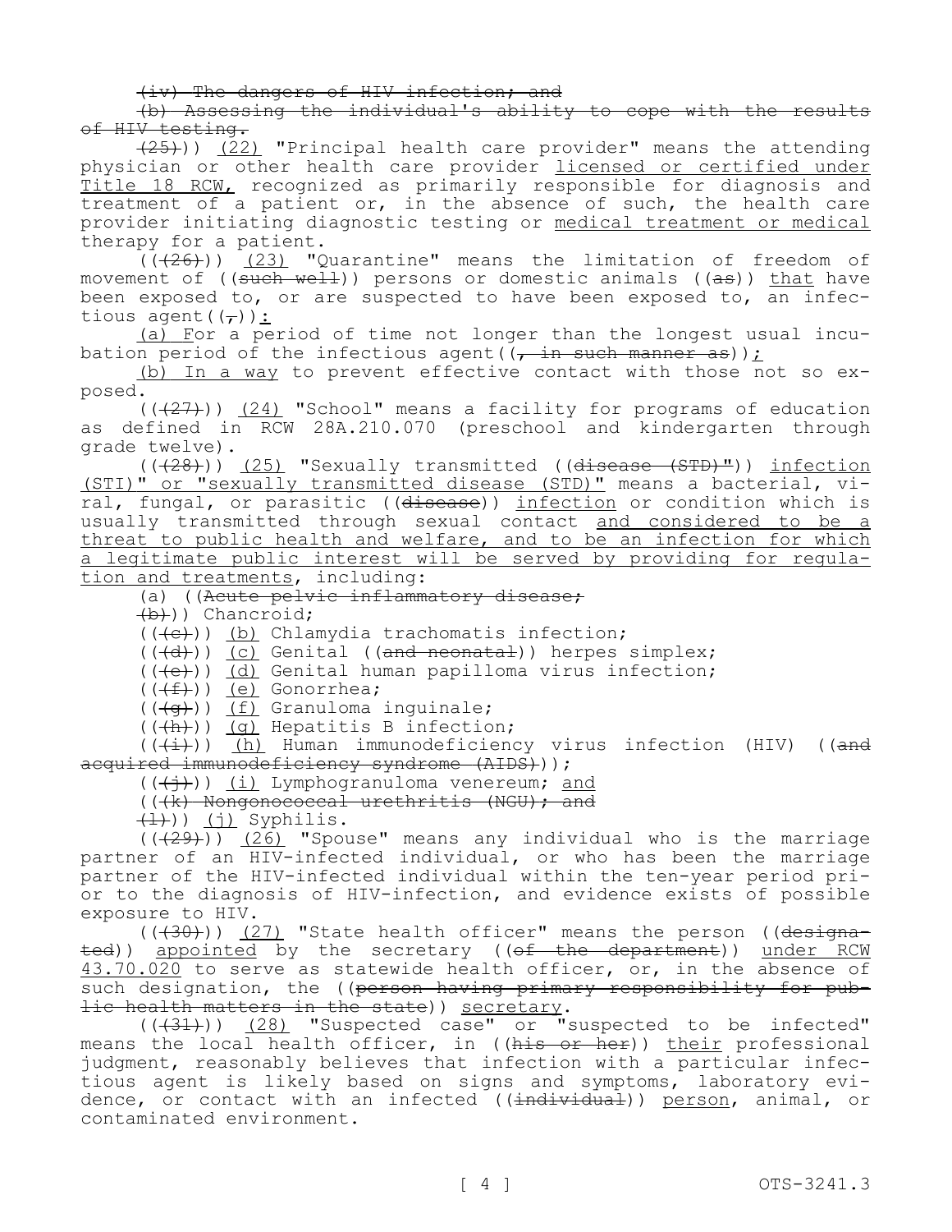(iv) The dangers of HIV infection; and

(b) Assessing the individual's ability to cope with the results of HIV testing.

(25))) (22) "Principal health care provider" means the attending physician or other health care provider licensed or certified under Title 18 RCW, recognized as primarily responsible for diagnosis and treatment of a patient or, in the absence of such, the health care provider initiating diagnostic testing or medical treatment or medical therapy for a patient.

(((26))) (23) "Quarantine" means the limitation of freedom of movement of ((such well)) persons or domestic animals ((as)) that have been exposed to, or are suspected to have been exposed to, an infectious agent((,)):

(a) For a period of time not longer than the longest usual incubation period of the infectious agent((, in such manner as));

(b) In a way to prevent effective contact with those not so exposed.

(((27))) (24) "School" means a facility for programs of education as defined in RCW 28A.210.070 (preschool and kindergarten through grade twelve).

(((28))) (25) "Sexually transmitted ((disease (STD)")) infection (STI)" or "sexually transmitted disease (STD)" means a bacterial, viral, fungal, or parasitic ((disease)) infection or condition which is usually transmitted through sexual contact and considered to be a threat to public health and welfare, and to be an infection for which a legitimate public interest will be served by providing for regulation and treatments, including:

(a) ((Acute pelvic inflammatory disease;

(b))) Chancroid;

(((c))) (b) Chlamydia trachomatis infection;

(((d))) (c) Genital ((and neonatal)) herpes simplex;

(((e))) (d) Genital human papilloma virus infection;

(((f))) (e) Gonorrhea;

(((g))) (f) Granuloma inguinale;

(((h))) (g) Hepatitis B infection;

(((i))) (h) Human immunodeficiency virus infection (HIV) ((and acquired immunodeficiency syndrome (AIDS)));

(((j))) (i) Lymphogranuloma venereum; and

(((k) Nongonococcal urethritis (NGU); and

(l))) (j) Syphilis.

(((29))) (26) "Spouse" means any individual who is the marriage partner of an HIV-infected individual, or who has been the marriage partner of the HIV-infected individual within the ten-year period prior to the diagnosis of HIV-infection, and evidence exists of possible exposure to HIV.

(((30))) (27) "State health officer" means the person ((designated)) appointed by the secretary ((of the department)) under RCW 43.70.020 to serve as statewide health officer, or, in the absence of such designation, the ((person having primary responsibility for public health matters in the state)) secretary.

(((31))) (28) "Suspected case" or "suspected to be infected" means the local health officer, in ((his or her)) their professional judgment, reasonably believes that infection with a particular infectious agent is likely based on signs and symptoms, laboratory evidence, or contact with an infected ((individual)) person, animal, or contaminated environment.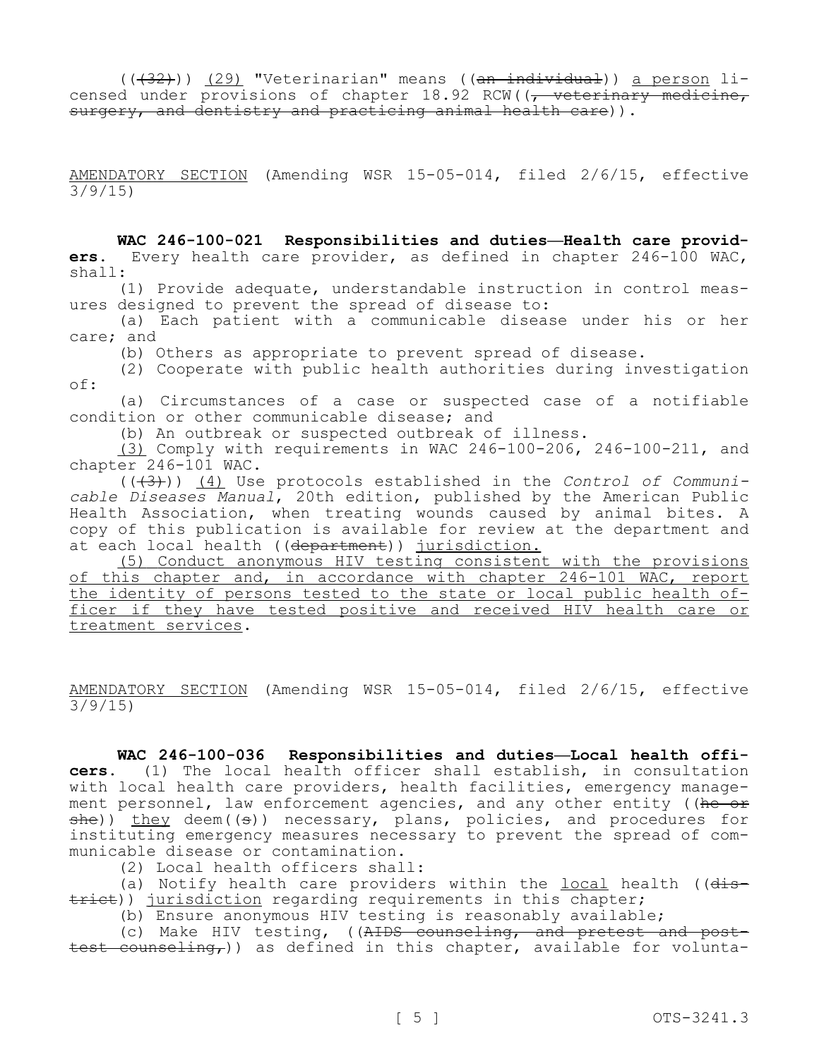((~~(32)~~)) <u>(29)</u> "Veterinarian" means ((~~an individual~~)) <u>a person</u> licensed under provisions of chapter 18.92 RCW((~~, veterinary medicine, surgery, and dentistry and practicing animal health care~~)).

<u>AMENDATORY SECTION</u> (Amending WSR 15-05-014, filed 2/6/15, effective 3/9/15)

**WAC 246-100-021 Responsibilities and duties—Health care providers.** Every health care provider, as defined in chapter 246-100 WAC, shall:

(1) Provide adequate, understandable instruction in control measures designed to prevent the spread of disease to:

(a) Each patient with a communicable disease under his or her care; and

(b) Others as appropriate to prevent spread of disease.

(2) Cooperate with public health authorities during investigation of:

(a) Circumstances of a case or suspected case of a notifiable condition or other communicable disease; and

(b) An outbreak or suspected outbreak of illness.

<u>(3)</u> Comply with requirements in WAC 246-100-206, 246-100-211, and chapter 246-101 WAC.

((~~(3)~~)) <u>(4)</u> Use protocols established in the *Control of Communicable Diseases Manual*, 20th edition, published by the American Public Health Association, when treating wounds caused by animal bites. A copy of this publication is available for review at the department and at each local health ((~~department~~)) <u>jurisdiction.</u>

<u>(5) Conduct anonymous HIV testing consistent with the provisions of this chapter and, in accordance with chapter 246-101 WAC, report the identity of persons tested to the state or local public health officer if they have tested positive and received HIV health care or treatment services</u>.

<u>AMENDATORY SECTION</u> (Amending WSR 15-05-014, filed 2/6/15, effective 3/9/15)

**WAC 246-100-036 Responsibilities and duties—Local health officers.** (1) The local health officer shall establish, in consultation with local health care providers, health facilities, emergency management personnel, law enforcement agencies, and any other entity ((~~he or she~~)) <u>they</u> deem((~~s~~)) necessary, plans, policies, and procedures for instituting emergency measures necessary to prevent the spread of communicable disease or contamination.

(2) Local health officers shall:

(a) Notify health care providers within the <u>local</u> health ((~~district~~)) <u>jurisdiction</u> regarding requirements in this chapter;

(b) Ensure anonymous HIV testing is reasonably available;

(c) Make HIV testing, ((~~AIDS counseling, and pretest and post-test counseling,~~)) as defined in this chapter, available for volunta-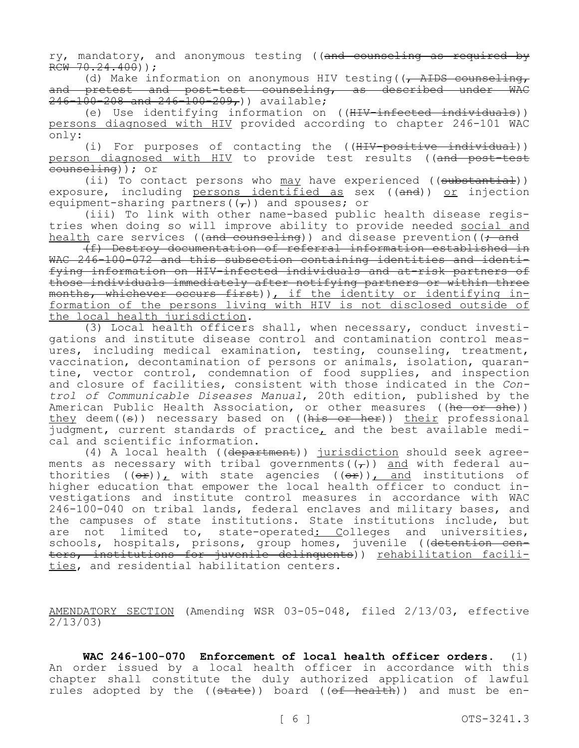ry, mandatory, and anonymous testing ((~~and counseling as required by RCW 70.24.400~~));

(d) Make information on anonymous HIV testing((~~, AIDS counseling, and pretest and post-test counseling, as described under WAC 246-100-208 and 246-100-209,~~)) available;

(e) Use identifying information on ((~~HIV-infected individuals~~)) <u>persons diagnosed with HIV</u> provided according to chapter 246-101 WAC only:

(i) For purposes of contacting the ((~~HIV-positive individual~~)) <u>person diagnosed with HIV</u> to provide test results ((~~and post-test counseling~~)); or

(ii) To contact persons who <u>may</u> have experienced ((~~substantial~~)) exposure, including <u>persons identified as</u> sex ((~~and~~)) <u>or</u> injection equipment-sharing partners((~~,~~)) and spouses; or

(iii) To link with other name-based public health disease registries when doing so will improve ability to provide needed <u>social and health</u> care services ((~~and counseling~~)) and disease prevention((~~; and~~

~~(f) Destroy documentation of referral information established in WAC 246-100-072 and this subsection containing identities and identifying information on HIV-infected individuals and at-risk partners of those individuals immediately after notifying partners or within three months, whichever occurs first~~))<u>, if the identity or identifying information of the persons living with HIV is not disclosed outside of the local health jurisdiction</u>.

(3) Local health officers shall, when necessary, conduct investigations and institute disease control and contamination control measures, including medical examination, testing, counseling, treatment, vaccination, decontamination of persons or animals, isolation, quarantine, vector control, condemnation of food supplies, and inspection and closure of facilities, consistent with those indicated in the *Control of Communicable Diseases Manual*, 20th edition, published by the American Public Health Association, or other measures ((~~he or she~~)) <u>they</u> deem((~~s~~)) necessary based on ((~~his or her~~)) <u>their</u> professional judgment, current standards of practice<u>,</u> and the best available medical and scientific information.

(4) A local health ((~~department~~)) <u>jurisdiction</u> should seek agreements as necessary with tribal governments((~~,~~)) <u>and</u> with federal authorities ((~~or~~))<u>,</u> with state agencies ((~~or~~))<u>, and</u> institutions of higher education that empower the local health officer to conduct investigations and institute control measures in accordance with WAC 246-100-040 on tribal lands, federal enclaves and military bases, and the campuses of state institutions. State institutions include, but are not limited to, state-operated<u>: C</u>olleges and universities, schools, hospitals, prisons, group homes, juvenile ((~~detention centers, institutions for juvenile delinquents~~)) <u>rehabilitation facilities</u>, and residential habilitation centers.

<u>AMENDATORY SECTION</u> (Amending WSR 03-05-048, filed 2/13/03, effective 2/13/03)

**WAC 246-100-070 Enforcement of local health officer orders.** (1) An order issued by a local health officer in accordance with this chapter shall constitute the duly authorized application of lawful rules adopted by the ((~~state~~)) board ((~~of health~~)) and must be en-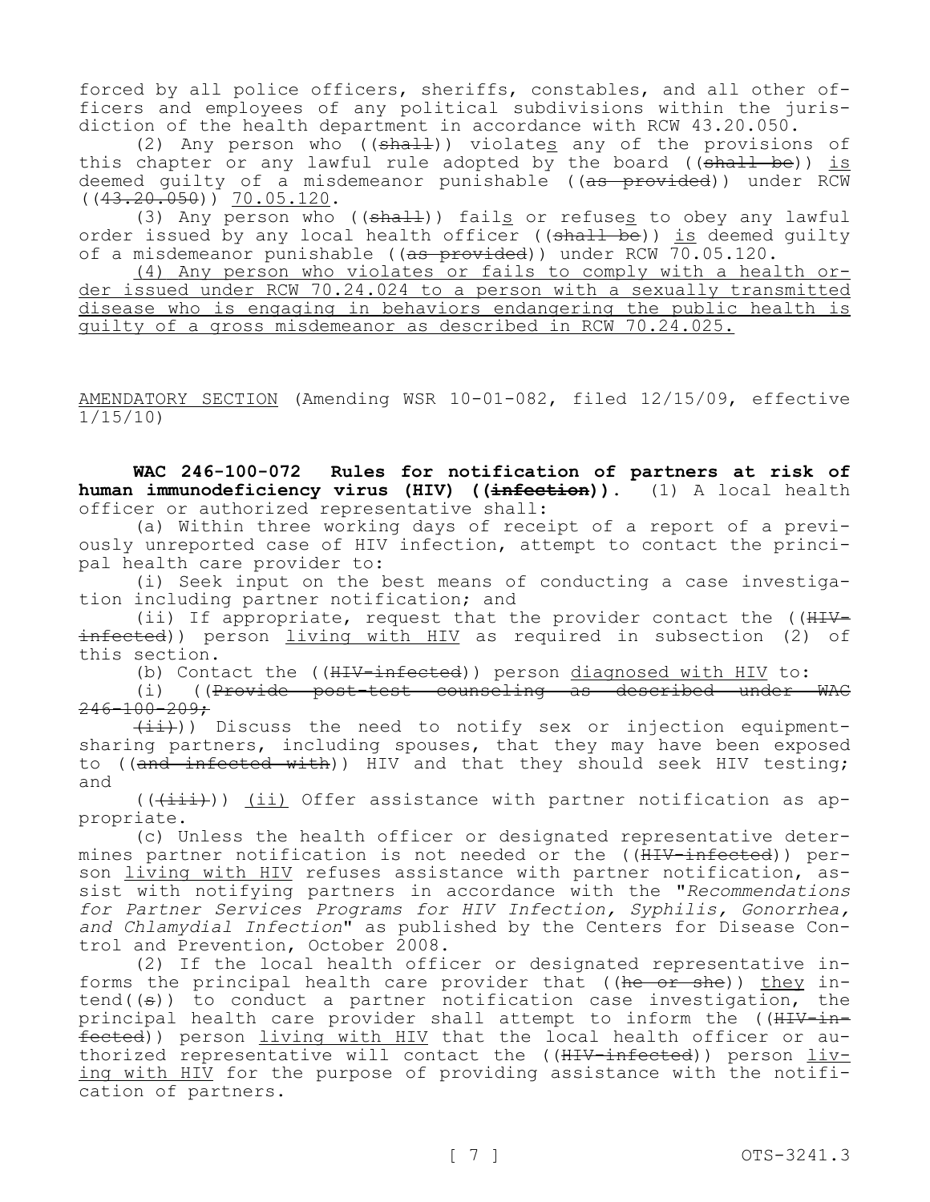forced by all police officers, sheriffs, constables, and all other officers and employees of any political subdivisions within the jurisdiction of the health department in accordance with RCW 43.20.050.

(2) Any person who ((~~shall~~)) violate<u>s</u> any of the provisions of this chapter or any lawful rule adopted by the board ((~~shall be~~)) <u>is</u> deemed guilty of a misdemeanor punishable ((~~as provided~~)) under RCW ((~~43.20.050~~)) <u>70.05.120</u>.

(3) Any person who ((~~shall~~)) fail<u>s</u> or refuse<u>s</u> to obey any lawful order issued by any local health officer ((~~shall be~~)) <u>is</u> deemed guilty of a misdemeanor punishable ((~~as provided~~)) under RCW 70.05.120.

<u>(4) Any person who violates or fails to comply with a health order issued under RCW 70.24.024 to a person with a sexually transmitted disease who is engaging in behaviors endangering the public health is guilty of a gross misdemeanor as described in RCW 70.24.025.</u>

<u>AMENDATORY SECTION</u> (Amending WSR 10-01-082, filed 12/15/09, effective 1/15/10)

**WAC 246-100-072 Rules for notification of partners at risk of human immunodeficiency virus (HIV) ((~~infection~~)).** (1) A local health officer or authorized representative shall:

(a) Within three working days of receipt of a report of a previously unreported case of HIV infection, attempt to contact the principal health care provider to:

(i) Seek input on the best means of conducting a case investigation including partner notification; and

(ii) If appropriate, request that the provider contact the ((~~HIV-infected~~)) person <u>living with HIV</u> as required in subsection (2) of this section.

(b) Contact the ((~~HIV-infected~~)) person <u>diagnosed with HIV</u> to:

(i) ((~~Provide post-test counseling as described under WAC 246-100-209;~~

~~(ii)~~)) Discuss the need to notify sex or injection equipment-sharing partners, including spouses, that they may have been exposed to ((~~and infected with~~)) HIV and that they should seek HIV testing; and

((~~(iii)~~)) <u>(ii)</u> Offer assistance with partner notification as appropriate.

(c) Unless the health officer or designated representative determines partner notification is not needed or the ((~~HIV-infected~~)) person <u>living with HIV</u> refuses assistance with partner notification, assist with notifying partners in accordance with the "*Recommendations for Partner Services Programs for HIV Infection, Syphilis, Gonorrhea, and Chlamydial Infection*" as published by the Centers for Disease Control and Prevention, October 2008.

(2) If the local health officer or designated representative informs the principal health care provider that ((~~he or she~~)) <u>they</u> intend((~~s~~)) to conduct a partner notification case investigation, the principal health care provider shall attempt to inform the ((~~HIV-infected~~)) person <u>living with HIV</u> that the local health officer or authorized representative will contact the ((~~HIV-infected~~)) person <u>living with HIV</u> for the purpose of providing assistance with the notification of partners.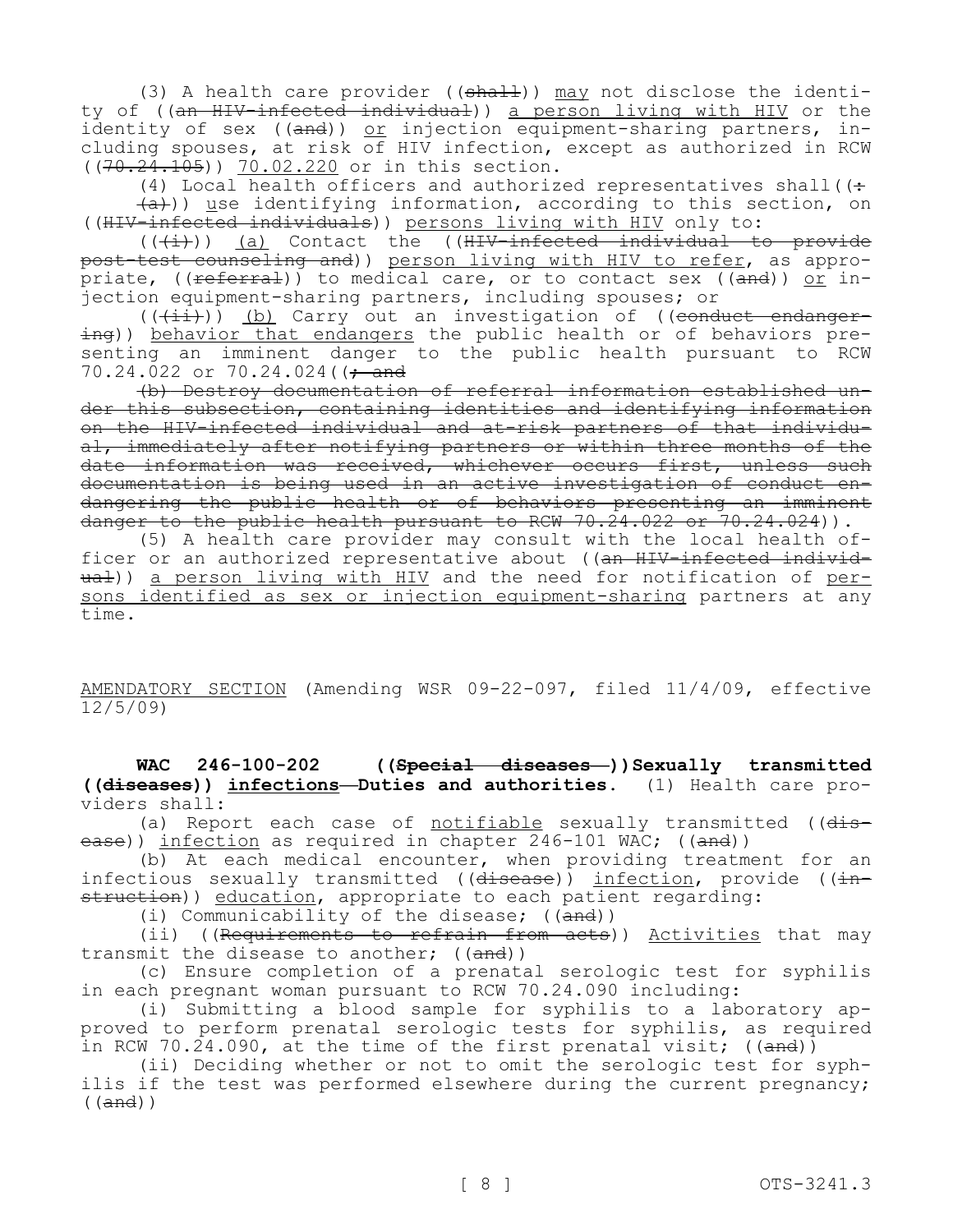(3) A health care provider ((~~shall~~)) <u>may</u> not disclose the identity of ((~~an HIV-infected individual~~)) <u>a person living with HIV</u> or the identity of sex ((~~and~~)) <u>or</u> injection equipment-sharing partners, including spouses, at risk of HIV infection, except as authorized in RCW ((~~70.24.105~~)) <u>70.02.220</u> or in this section.

(4) Local health officers and authorized representatives shall((~~:~~
~~(a)~~)) <u>use</u> identifying information, according to this section, on ((~~HIV-infected individuals~~)) <u>persons living with HIV</u> only to:

((~~(i)~~)) <u>(a)</u> Contact the ((~~HIV-infected individual to provide post-test counseling and~~)) <u>person living with HIV to refer</u>, as appropriate, ((~~referral~~)) to medical care, or to contact sex ((~~and~~)) <u>or</u> injection equipment-sharing partners, including spouses; or

((~~(ii)~~)) <u>(b)</u> Carry out an investigation of ((~~conduct endangering~~)) <u>behavior that endangers</u> the public health or of behaviors presenting an imminent danger to the public health pursuant to RCW 70.24.022 or 70.24.024((~~; and~~

~~(b) Destroy documentation of referral information established under this subsection, containing identities and identifying information on the HIV-infected individual and at-risk partners of that individual, immediately after notifying partners or within three months of the date information was received, whichever occurs first, unless such documentation is being used in an active investigation of conduct endangering the public health or of behaviors presenting an imminent danger to the public health pursuant to RCW 70.24.022 or 70.24.024~~)).

(5) A health care provider may consult with the local health officer or an authorized representative about ((~~an HIV-infected individual~~)) <u>a person living with HIV</u> and the need for notification of <u>persons identified as sex or injection equipment-sharing</u> partners at any time.

<u>AMENDATORY SECTION</u> (Amending WSR 09-22-097, filed 11/4/09, effective 12/5/09)

**WAC 246-100-202 ((~~Special diseases—~~))Sexually transmitted ((~~diseases~~)) <u>infections</u>—Duties and authorities.** (1) Health care providers shall:

(a) Report each case of <u>notifiable</u> sexually transmitted ((~~disease~~)) <u>infection</u> as required in chapter 246-101 WAC; ((~~and~~))

(b) At each medical encounter, when providing treatment for an infectious sexually transmitted ((~~disease~~)) <u>infection</u>, provide ((~~instruction~~)) <u>education</u>, appropriate to each patient regarding:

(i) Communicability of the disease; ((~~and~~))

(ii) ((~~Requirements to refrain from acts~~)) <u>Activities</u> that may transmit the disease to another; ((~~and~~))

(c) Ensure completion of a prenatal serologic test for syphilis in each pregnant woman pursuant to RCW 70.24.090 including:

(i) Submitting a blood sample for syphilis to a laboratory approved to perform prenatal serologic tests for syphilis, as required in RCW 70.24.090, at the time of the first prenatal visit; ((~~and~~))

(ii) Deciding whether or not to omit the serologic test for syphilis if the test was performed elsewhere during the current pregnancy; ((~~and~~))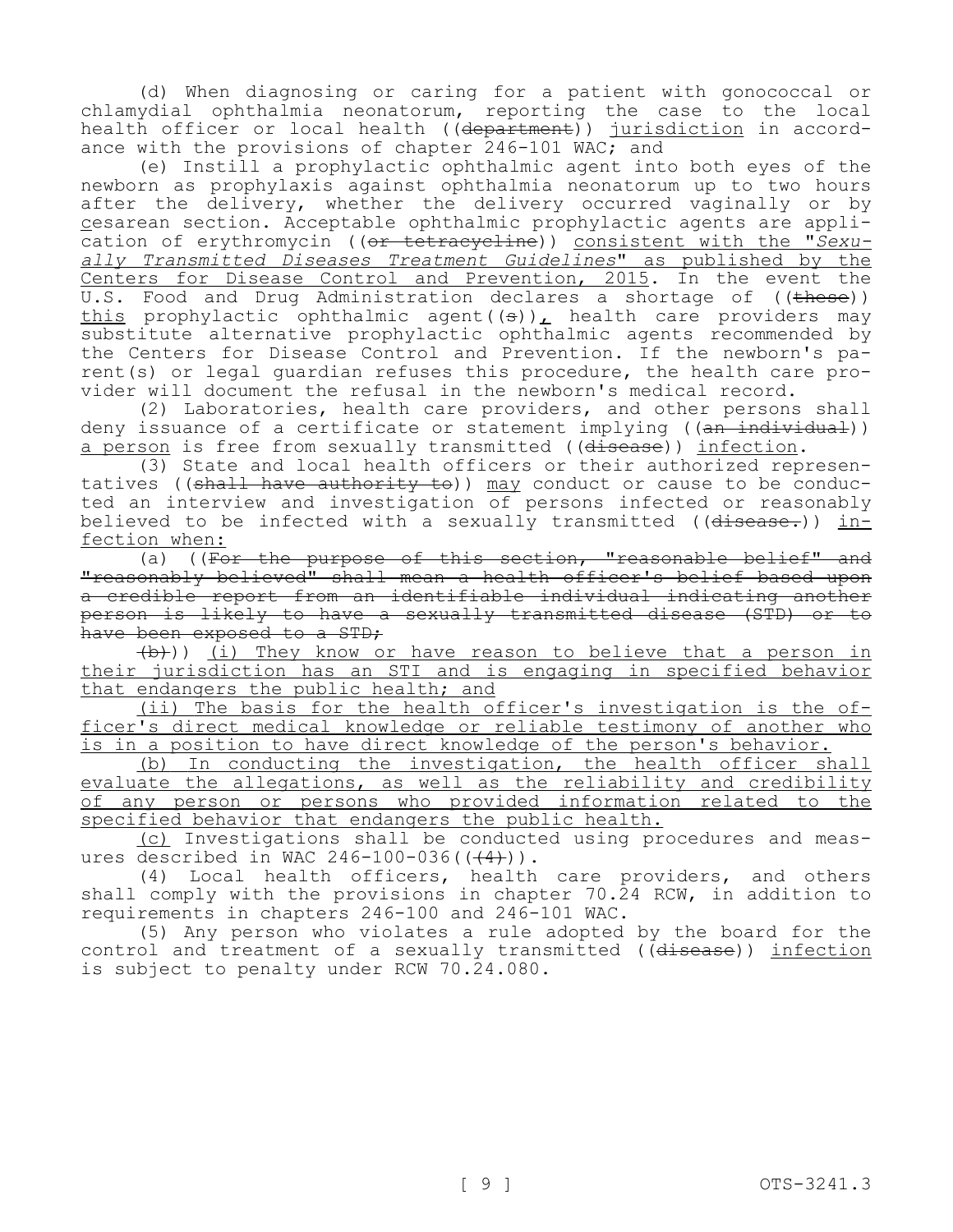(d) When diagnosing or caring for a patient with gonococcal or chlamydial ophthalmia neonatorum, reporting the case to the local health officer or local health ((~~department~~)) jurisdiction in accordance with the provisions of chapter 246-101 WAC; and

(e) Instill a prophylactic ophthalmic agent into both eyes of the newborn as prophylaxis against ophthalmia neonatorum up to two hours after the delivery, whether the delivery occurred vaginally or by cesarean section. Acceptable ophthalmic prophylactic agents are application of erythromycin ((~~or tetracycline~~)) consistent with the "*Sexually Transmitted Diseases Treatment Guidelines*" as published by the Centers for Disease Control and Prevention, 2015. In the event the U.S. Food and Drug Administration declares a shortage of ((~~these~~)) this prophylactic ophthalmic agent((~~s~~)), health care providers may substitute alternative prophylactic ophthalmic agents recommended by the Centers for Disease Control and Prevention. If the newborn's parent(s) or legal guardian refuses this procedure, the health care provider will document the refusal in the newborn's medical record.

(2) Laboratories, health care providers, and other persons shall deny issuance of a certificate or statement implying ((~~an individual~~)) a person is free from sexually transmitted ((~~disease~~)) infection.

(3) State and local health officers or their authorized representatives ((~~shall have authority to~~)) may conduct or cause to be conducted an interview and investigation of persons infected or reasonably believed to be infected with a sexually transmitted ((~~disease.~~)) infection when:

(a) ((~~For the purpose of this section, "reasonable belief" and "reasonably believed" shall mean a health officer's belief based upon a credible report from an identifiable individual indicating another person is likely to have a sexually transmitted disease (STD) or to have been exposed to a STD;~~

~~(b)~~)) (i) They know or have reason to believe that a person in their jurisdiction has an STI and is engaging in specified behavior that endangers the public health; and

(ii) The basis for the health officer's investigation is the officer's direct medical knowledge or reliable testimony of another who is in a position to have direct knowledge of the person's behavior.

(b) In conducting the investigation, the health officer shall evaluate the allegations, as well as the reliability and credibility of any person or persons who provided information related to the specified behavior that endangers the public health.

(c) Investigations shall be conducted using procedures and measures described in WAC 246-100-036((~~(4)~~)).

(4) Local health officers, health care providers, and others shall comply with the provisions in chapter 70.24 RCW, in addition to requirements in chapters 246-100 and 246-101 WAC.

(5) Any person who violates a rule adopted by the board for the control and treatment of a sexually transmitted ((~~disease~~)) infection is subject to penalty under RCW 70.24.080.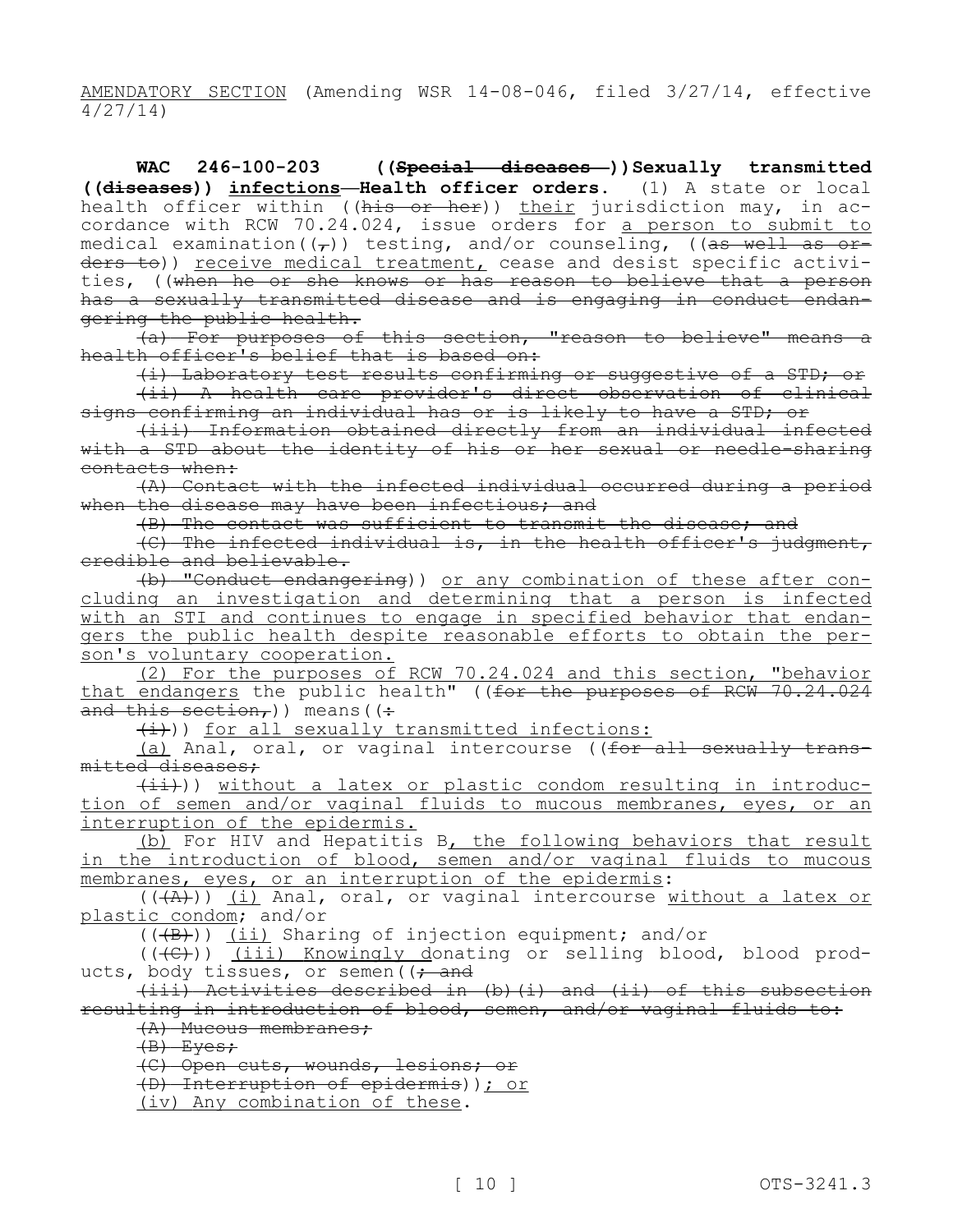AMENDATORY SECTION (Amending WSR 14-08-046, filed 3/27/14, effective 4/27/14)

**WAC 246-100-203 ((~~Special diseases—~~))Sexually transmitted ((~~diseases~~)) infections—Health officer orders.** (1) A state or local health officer within ((~~his or her~~)) their jurisdiction may, in accordance with RCW 70.24.024, issue orders for a person to submit to medical examination((~~,~~)) testing, and/or counseling, ((~~as well as orders to~~)) receive medical treatment, cease and desist specific activities, ((~~when he or she knows or has reason to believe that a person has a sexually transmitted disease and is engaging in conduct endangering the public health.~~

~~(a) For purposes of this section, "reason to believe" means a health officer's belief that is based on:~~

~~(i) Laboratory test results confirming or suggestive of a STD; or~~

~~(ii) A health care provider's direct observation of clinical signs confirming an individual has or is likely to have a STD; or~~

~~(iii) Information obtained directly from an individual infected with a STD about the identity of his or her sexual or needle-sharing contacts when:~~

~~(A) Contact with the infected individual occurred during a period when the disease may have been infectious; and~~

~~(B) The contact was sufficient to transmit the disease; and~~

~~(C) The infected individual is, in the health officer's judgment, credible and believable.~~

~~(b) "Conduct endangering~~)) or any combination of these after concluding an investigation and determining that a person is infected with an STI and continues to engage in specified behavior that endangers the public health despite reasonable efforts to obtain the person's voluntary cooperation.

(2) For the purposes of RCW 70.24.024 and this section, "behavior that endangers the public health" ((~~for the purposes of RCW 70.24.024 and this section,~~)) means((~~:~~

~~(i)~~)) for all sexually transmitted infections:

(a) Anal, oral, or vaginal intercourse ((~~for all sexually transmitted diseases;~~

~~(ii)~~)) without a latex or plastic condom resulting in introduction of semen and/or vaginal fluids to mucous membranes, eyes, or an interruption of the epidermis.

(b) For HIV and Hepatitis B, the following behaviors that result in the introduction of blood, semen and/or vaginal fluids to mucous membranes, eyes, or an interruption of the epidermis:

((~~(A)~~)) (i) Anal, oral, or vaginal intercourse without a latex or plastic condom; and/or

((~~(B)~~)) (ii) Sharing of injection equipment; and/or

((~~(C)~~)) (iii) Knowingly donating or selling blood, blood products, body tissues, or semen((~~; and~~

~~(iii) Activities described in (b)(i) and (ii) of this subsection resulting in introduction of blood, semen, and/or vaginal fluids to:~~

~~(A) Mucous membranes;~~

~~(B) Eyes;~~

~~(C) Open cuts, wounds, lesions; or~~

~~(D) Interruption of epidermis~~)); or

(iv) Any combination of these.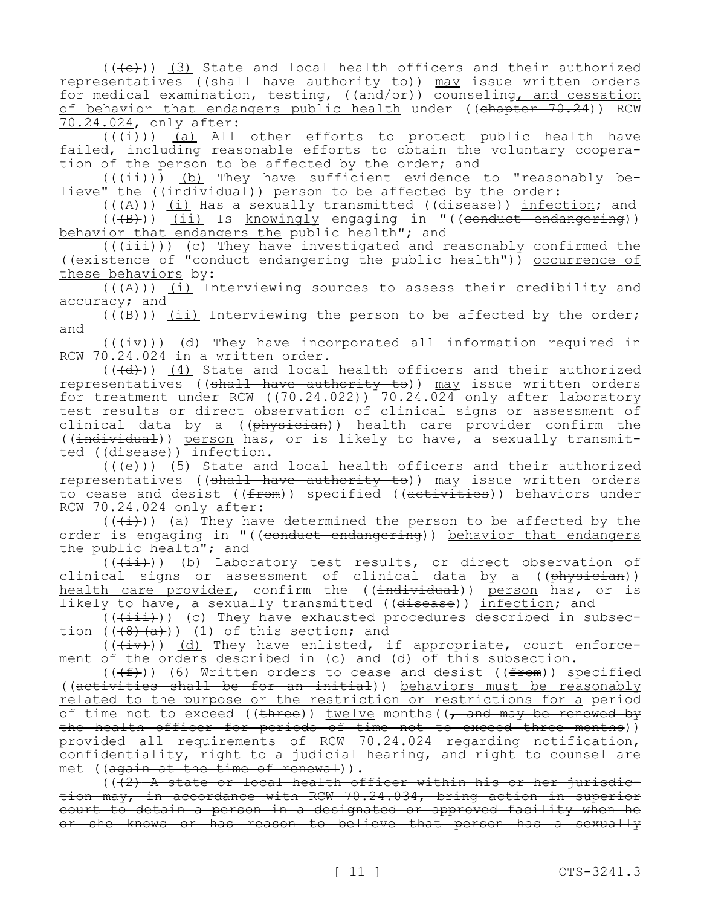((~~(c)~~)) (3) State and local health officers and their authorized representatives ((~~shall have authority to~~)) may issue written orders for medical examination, testing, ((~~and/or~~)) counseling, and cessation of behavior that endangers public health under ((~~chapter 70.24~~)) RCW 70.24.024, only after:

((~~(i)~~)) (a) All other efforts to protect public health have failed, including reasonable efforts to obtain the voluntary cooperation of the person to be affected by the order; and

((~~(ii)~~)) (b) They have sufficient evidence to "reasonably believe" the ((~~individual~~)) person to be affected by the order:

((~~(A)~~)) (i) Has a sexually transmitted ((~~disease~~)) infection; and

((~~(B)~~)) (ii) Is knowingly engaging in "((~~conduct endangering~~)) behavior that endangers the public health"; and

((~~(iii)~~)) (c) They have investigated and reasonably confirmed the ((~~existence of "conduct endangering the public health"~~)) occurrence of these behaviors by:

((~~(A)~~)) (i) Interviewing sources to assess their credibility and accuracy; and

((~~(B)~~)) (ii) Interviewing the person to be affected by the order; and

((~~(iv)~~)) (d) They have incorporated all information required in RCW 70.24.024 in a written order.

((~~(d)~~)) (4) State and local health officers and their authorized representatives ((~~shall have authority to~~)) may issue written orders for treatment under RCW ((~~70.24.022~~)) 70.24.024 only after laboratory test results or direct observation of clinical signs or assessment of clinical data by a ((~~physician~~)) health care provider confirm the ((~~individual~~)) person has, or is likely to have, a sexually transmitted ((~~disease~~)) infection.

((~~(e)~~)) (5) State and local health officers and their authorized representatives ((~~shall have authority to~~)) may issue written orders to cease and desist ((~~from~~)) specified ((~~activities~~)) behaviors under RCW 70.24.024 only after:

((~~(i)~~)) (a) They have determined the person to be affected by the order is engaging in "((~~conduct endangering~~)) behavior that endangers the public health"; and

((~~(ii)~~)) (b) Laboratory test results, or direct observation of clinical signs or assessment of clinical data by a ((~~physician~~)) health care provider, confirm the ((~~individual~~)) person has, or is likely to have, a sexually transmitted ((~~disease~~)) infection; and

((~~(iii)~~)) (c) They have exhausted procedures described in subsection ((~~(8)(a)~~)) (1) of this section; and

((~~(iv)~~)) (d) They have enlisted, if appropriate, court enforcement of the orders described in (c) and (d) of this subsection.

((~~(f)~~)) (6) Written orders to cease and desist ((~~from~~)) specified ((~~activities shall be for an initial~~)) behaviors must be reasonably related to the purpose or the restriction or restrictions for a period of time not to exceed ((~~three~~)) twelve months((~~, and may be renewed by the health officer for periods of time not to exceed three months~~)) provided all requirements of RCW 70.24.024 regarding notification, confidentiality, right to a judicial hearing, and right to counsel are met ((~~again at the time of renewal~~)).

((~~(2) A state or local health officer within his or her jurisdiction may, in accordance with RCW 70.24.034, bring action in superior court to detain a person in a designated or approved facility when he or she knows or has reason to believe that person has a sexually~~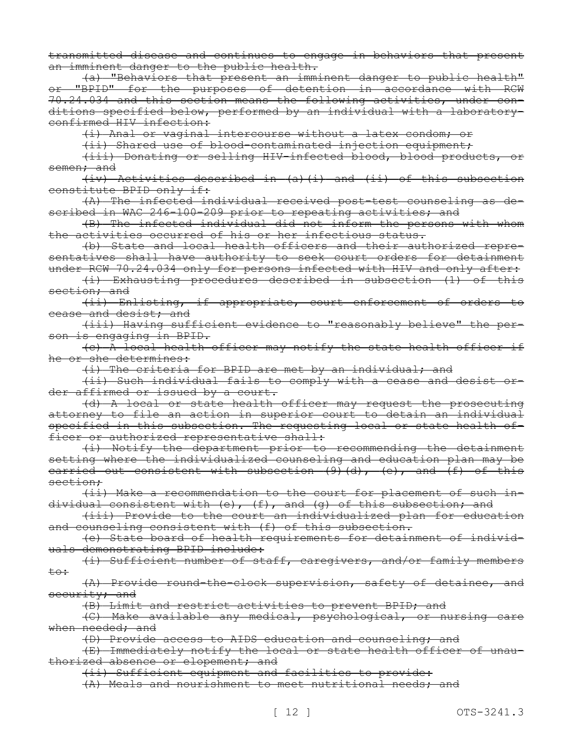~~transmitted disease and continues to engage in behaviors that present an imminent danger to the public health.~~

~~(a) "Behaviors that present an imminent danger to public health" or "BPID" for the purposes of detention in accordance with RCW 70.24.034 and this section means the following activities, under conditions specified below, performed by an individual with a laboratory-confirmed HIV infection:~~

~~(i) Anal or vaginal intercourse without a latex condom; or~~

~~(ii) Shared use of blood-contaminated injection equipment;~~

~~(iii) Donating or selling HIV-infected blood, blood products, or semen; and~~

~~(iv) Activities described in (a)(i) and (ii) of this subsection constitute BPID only if:~~

~~(A) The infected individual received post-test counseling as described in WAC 246-100-209 prior to repeating activities; and~~

~~(B) The infected individual did not inform the persons with whom the activities occurred of his or her infectious status.~~

~~(b) State and local health officers and their authorized representatives shall have authority to seek court orders for detainment under RCW 70.24.034 only for persons infected with HIV and only after:~~

~~(i) Exhausting procedures described in subsection (1) of this section; and~~

~~(ii) Enlisting, if appropriate, court enforcement of orders to cease and desist; and~~

~~(iii) Having sufficient evidence to "reasonably believe" the person is engaging in BPID.~~

~~(c) A local health officer may notify the state health officer if he or she determines:~~

~~(i) The criteria for BPID are met by an individual; and~~

~~(ii) Such individual fails to comply with a cease and desist order affirmed or issued by a court.~~

~~(d) A local or state health officer may request the prosecuting attorney to file an action in superior court to detain an individual specified in this subsection. The requesting local or state health officer or authorized representative shall:~~

~~(i) Notify the department prior to recommending the detainment setting where the individualized counseling and education plan may be carried out consistent with subsection (9)(d), (e), and (f) of this section;~~

~~(ii) Make a recommendation to the court for placement of such individual consistent with (e), (f), and (g) of this subsection; and~~

~~(iii) Provide to the court an individualized plan for education and counseling consistent with (f) of this subsection.~~

~~(e) State board of health requirements for detainment of individuals demonstrating BPID include:~~

~~(i) Sufficient number of staff, caregivers, and/or family members to:~~

~~(A) Provide round-the-clock supervision, safety of detainee, and security; and~~

~~(B) Limit and restrict activities to prevent BPID; and~~

~~(C) Make available any medical, psychological, or nursing care when needed; and~~

~~(D) Provide access to AIDS education and counseling; and~~

~~(E) Immediately notify the local or state health officer of unauthorized absence or elopement; and~~

~~(ii) Sufficient equipment and facilities to provide:~~

~~(A) Meals and nourishment to meet nutritional needs; and~~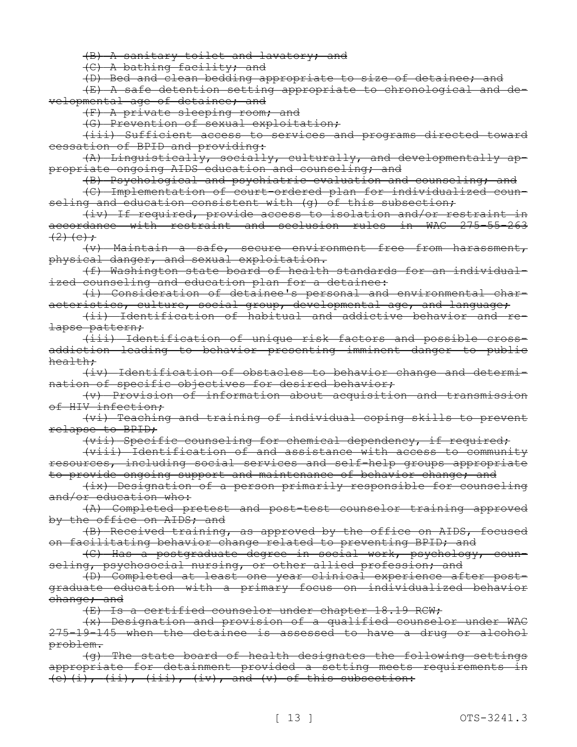~~(B) A sanitary toilet and lavatory; and~~

~~(C) A bathing facility; and~~

~~(D) Bed and clean bedding appropriate to size of detainee; and~~

~~(E) A safe detention setting appropriate to chronological and developmental age of detainee; and~~

~~(F) A private sleeping room; and~~

~~(G) Prevention of sexual exploitation;~~

~~(iii) Sufficient access to services and programs directed toward cessation of BPID and providing:~~

~~(A) Linguistically, socially, culturally, and developmentally appropriate ongoing AIDS education and counseling; and~~

~~(B) Psychological and psychiatric evaluation and counseling; and~~

~~(C) Implementation of court-ordered plan for individualized counseling and education consistent with (g) of this subsection;~~

~~(iv) If required, provide access to isolation and/or restraint in accordance with restraint and seclusion rules in WAC 275-55-263 (2)(c);~~

~~(v) Maintain a safe, secure environment free from harassment, physical danger, and sexual exploitation.~~

~~(f) Washington state board of health standards for an individualized counseling and education plan for a detainee:~~

~~(i) Consideration of detainee's personal and environmental characteristics, culture, social group, developmental age, and language;~~

~~(ii) Identification of habitual and addictive behavior and relapse pattern;~~

~~(iii) Identification of unique risk factors and possible cross-addiction leading to behavior presenting imminent danger to public health;~~

~~(iv) Identification of obstacles to behavior change and determination of specific objectives for desired behavior;~~

~~(v) Provision of information about acquisition and transmission of HIV infection;~~

~~(vi) Teaching and training of individual coping skills to prevent relapse to BPID;~~

~~(vii) Specific counseling for chemical dependency, if required;~~

~~(viii) Identification of and assistance with access to community resources, including social services and self-help groups appropriate to provide ongoing support and maintenance of behavior change; and~~

~~(ix) Designation of a person primarily responsible for counseling and/or education who:~~

~~(A) Completed pretest and post-test counselor training approved by the office on AIDS; and~~

~~(B) Received training, as approved by the office on AIDS, focused on facilitating behavior change related to preventing BPID; and~~

~~(C) Has a postgraduate degree in social work, psychology, counseling, psychosocial nursing, or other allied profession; and~~

~~(D) Completed at least one year clinical experience after postgraduate education with a primary focus on individualized behavior change; and~~

~~(E) Is a certified counselor under chapter 18.19 RCW;~~

~~(x) Designation and provision of a qualified counselor under WAC 275-19-145 when the detainee is assessed to have a drug or alcohol problem.~~

~~(g) The state board of health designates the following settings appropriate for detainment provided a setting meets requirements in (e)(i), (ii), (iii), (iv), and (v) of this subsection:~~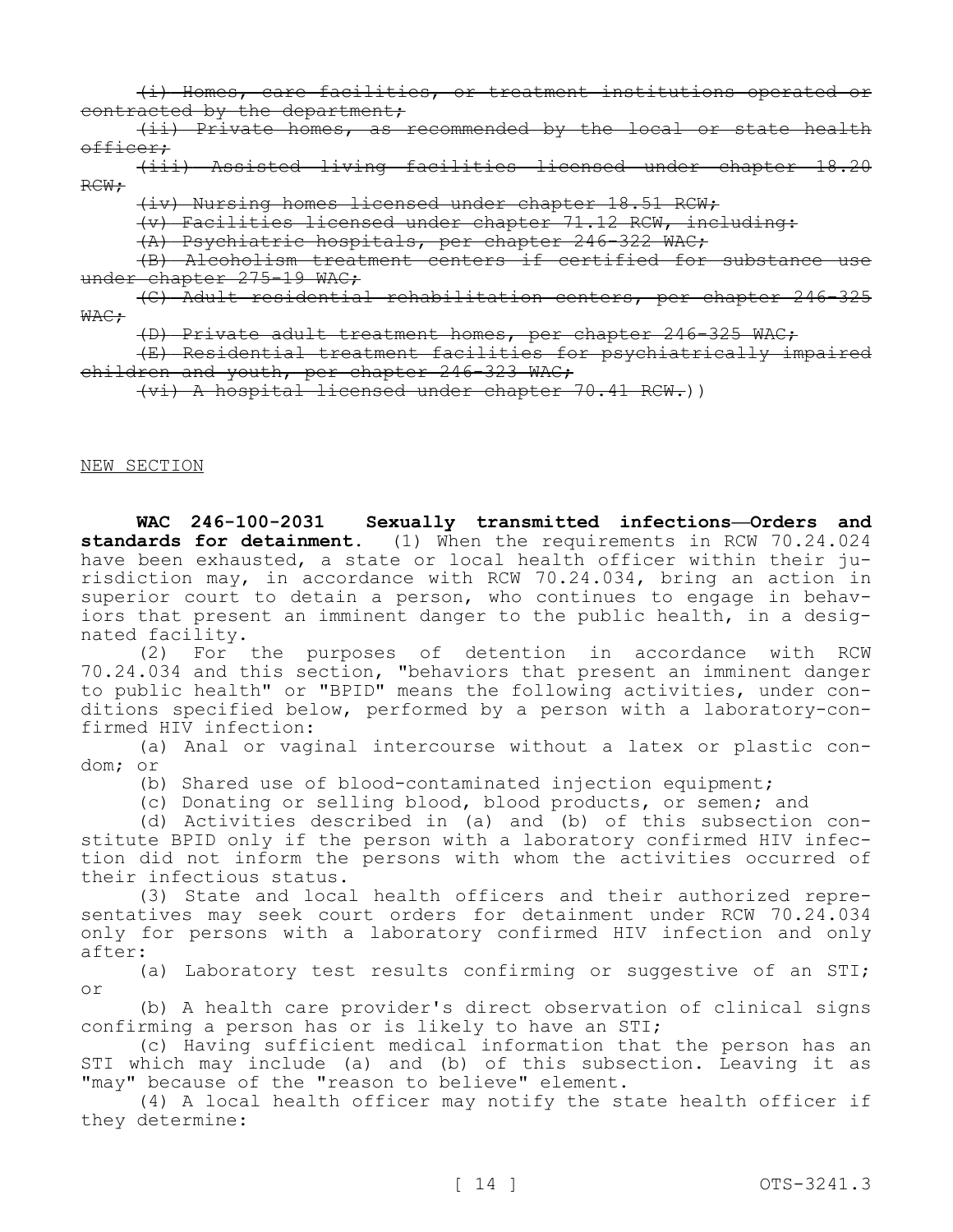~~(i) Homes, care facilities, or treatment institutions operated or contracted by the department;~~

~~(ii) Private homes, as recommended by the local or state health officer;~~

~~(iii) Assisted living facilities licensed under chapter 18.20 RCW;~~

~~(iv) Nursing homes licensed under chapter 18.51 RCW;~~

~~(v) Facilities licensed under chapter 71.12 RCW, including:~~

~~(A) Psychiatric hospitals, per chapter 246-322 WAC;~~

~~(B) Alcoholism treatment centers if certified for substance use under chapter 275-19 WAC;~~

~~(C) Adult residential rehabilitation centers, per chapter 246-325 WAC;~~

~~(D) Private adult treatment homes, per chapter 246-325 WAC;~~

~~(E) Residential treatment facilities for psychiatrically impaired children and youth, per chapter 246-323 WAC;~~

~~(vi) A hospital licensed under chapter 70.41 RCW.~~))

NEW SECTION

**WAC 246-100-2031 Sexually transmitted infections—Orders and standards for detainment.** (1) When the requirements in RCW 70.24.024 have been exhausted, a state or local health officer within their jurisdiction may, in accordance with RCW 70.24.034, bring an action in superior court to detain a person, who continues to engage in behaviors that present an imminent danger to the public health, in a designated facility.

(2) For the purposes of detention in accordance with RCW 70.24.034 and this section, "behaviors that present an imminent danger to public health" or "BPID" means the following activities, under conditions specified below, performed by a person with a laboratory-confirmed HIV infection:

(a) Anal or vaginal intercourse without a latex or plastic condom; or

(b) Shared use of blood-contaminated injection equipment;

(c) Donating or selling blood, blood products, or semen; and

(d) Activities described in (a) and (b) of this subsection constitute BPID only if the person with a laboratory confirmed HIV infection did not inform the persons with whom the activities occurred of their infectious status.

(3) State and local health officers and their authorized representatives may seek court orders for detainment under RCW 70.24.034 only for persons with a laboratory confirmed HIV infection and only after:

(a) Laboratory test results confirming or suggestive of an STI; or

(b) A health care provider's direct observation of clinical signs confirming a person has or is likely to have an STI;

(c) Having sufficient medical information that the person has an STI which may include (a) and (b) of this subsection. Leaving it as "may" because of the "reason to believe" element.

(4) A local health officer may notify the state health officer if they determine: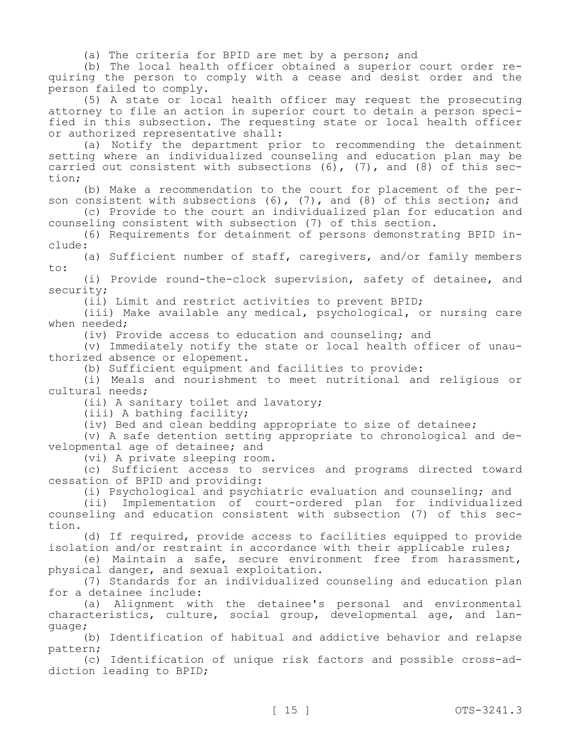(a) The criteria for BPID are met by a person; and

(b) The local health officer obtained a superior court order requiring the person to comply with a cease and desist order and the person failed to comply.

(5) A state or local health officer may request the prosecuting attorney to file an action in superior court to detain a person specified in this subsection. The requesting state or local health officer or authorized representative shall:

(a) Notify the department prior to recommending the detainment setting where an individualized counseling and education plan may be carried out consistent with subsections (6), (7), and (8) of this section;

(b) Make a recommendation to the court for placement of the person consistent with subsections (6), (7), and (8) of this section; and

(c) Provide to the court an individualized plan for education and counseling consistent with subsection (7) of this section.

(6) Requirements for detainment of persons demonstrating BPID include:

(a) Sufficient number of staff, caregivers, and/or family members to:

(i) Provide round-the-clock supervision, safety of detainee, and security;

(ii) Limit and restrict activities to prevent BPID;

(iii) Make available any medical, psychological, or nursing care when needed;

(iv) Provide access to education and counseling; and

(v) Immediately notify the state or local health officer of unauthorized absence or elopement.

(b) Sufficient equipment and facilities to provide:

(i) Meals and nourishment to meet nutritional and religious or cultural needs;

(ii) A sanitary toilet and lavatory;

(iii) A bathing facility;

(iv) Bed and clean bedding appropriate to size of detainee;

(v) A safe detention setting appropriate to chronological and developmental age of detainee; and

(vi) A private sleeping room.

(c) Sufficient access to services and programs directed toward cessation of BPID and providing:

(i) Psychological and psychiatric evaluation and counseling; and

(ii) Implementation of court-ordered plan for individualized counseling and education consistent with subsection (7) of this section.

(d) If required, provide access to facilities equipped to provide isolation and/or restraint in accordance with their applicable rules;

(e) Maintain a safe, secure environment free from harassment, physical danger, and sexual exploitation.

(7) Standards for an individualized counseling and education plan for a detainee include:

(a) Alignment with the detainee's personal and environmental characteristics, culture, social group, developmental age, and language;

(b) Identification of habitual and addictive behavior and relapse pattern;

(c) Identification of unique risk factors and possible cross-addiction leading to BPID;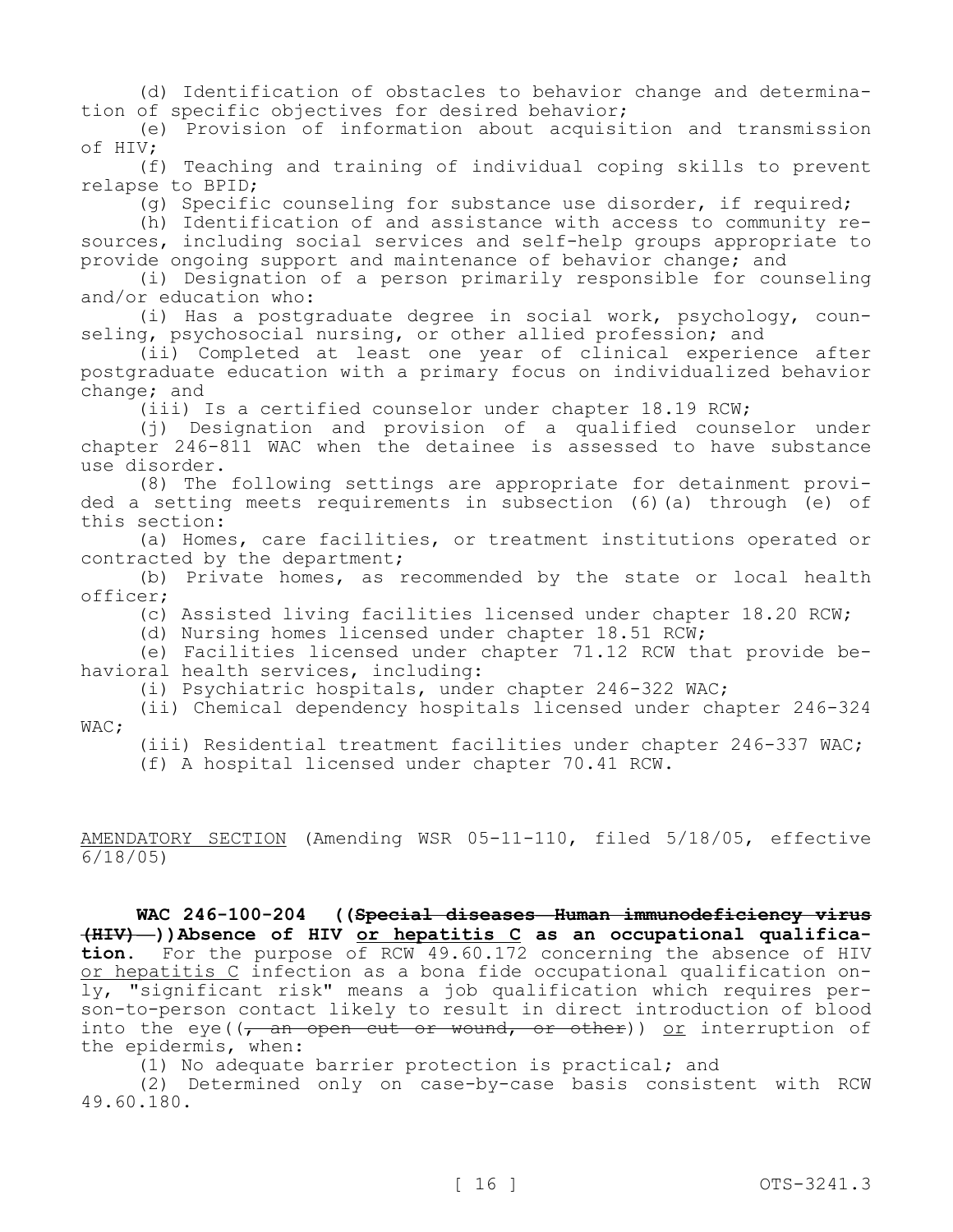(d) Identification of obstacles to behavior change and determination of specific objectives for desired behavior;

(e) Provision of information about acquisition and transmission of HIV;

(f) Teaching and training of individual coping skills to prevent relapse to BPID;

(g) Specific counseling for substance use disorder, if required;

(h) Identification of and assistance with access to community resources, including social services and self-help groups appropriate to provide ongoing support and maintenance of behavior change; and

(i) Designation of a person primarily responsible for counseling and/or education who:

(i) Has a postgraduate degree in social work, psychology, counseling, psychosocial nursing, or other allied profession; and

(ii) Completed at least one year of clinical experience after postgraduate education with a primary focus on individualized behavior change; and

(iii) Is a certified counselor under chapter 18.19 RCW;

(j) Designation and provision of a qualified counselor under chapter 246-811 WAC when the detainee is assessed to have substance use disorder.

(8) The following settings are appropriate for detainment provided a setting meets requirements in subsection (6)(a) through (e) of this section:

(a) Homes, care facilities, or treatment institutions operated or contracted by the department;

(b) Private homes, as recommended by the state or local health officer;

(c) Assisted living facilities licensed under chapter 18.20 RCW;

(d) Nursing homes licensed under chapter 18.51 RCW;

(e) Facilities licensed under chapter 71.12 RCW that provide behavioral health services, including:

(i) Psychiatric hospitals, under chapter 246-322 WAC;

(ii) Chemical dependency hospitals licensed under chapter 246-324 WAC;

(iii) Residential treatment facilities under chapter 246-337 WAC;

(f) A hospital licensed under chapter 70.41 RCW.

<u>AMENDATORY SECTION</u> (Amending WSR 05-11-110, filed 5/18/05, effective 6/18/05)

**WAC 246-100-204 ((~~Special diseases—Human immunodeficiency virus (HIV)—~~))Absence of HIV <u>or hepatitis C</u> as an occupational qualification.** For the purpose of RCW 49.60.172 concerning the absence of HIV <u>or hepatitis C</u> infection as a bona fide occupational qualification only, "significant risk" means a job qualification which requires person-to-person contact likely to result in direct introduction of blood into the eye((~~, an open cut or wound, or other~~)) <u>or</u> interruption of the epidermis, when:

(1) No adequate barrier protection is practical; and

(2) Determined only on case-by-case basis consistent with RCW 49.60.180.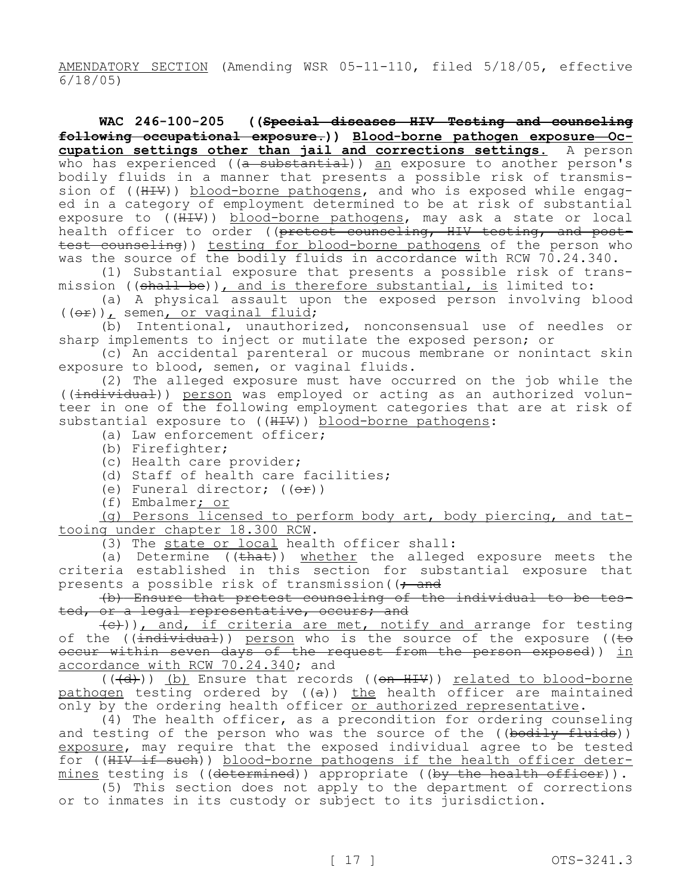AMENDATORY SECTION (Amending WSR 05-11-110, filed 5/18/05, effective 6/18/05)

**WAC 246-100-205 ((~~Special diseases HIV Testing and counseling following occupational exposure.~~)) Blood-borne pathogen exposure—Occupation settings other than jail and corrections settings.** A person who has experienced ((~~a substantial~~)) an exposure to another person's bodily fluids in a manner that presents a possible risk of transmission of ((~~HIV~~)) blood-borne pathogens, and who is exposed while engaged in a category of employment determined to be at risk of substantial exposure to ((~~HIV~~)) blood-borne pathogens, may ask a state or local health officer to order ((~~pretest counseling, HIV testing, and post-test counseling~~)) testing for blood-borne pathogens of the person who was the source of the bodily fluids in accordance with RCW 70.24.340.

(1) Substantial exposure that presents a possible risk of transmission ((~~shall be~~)), and is therefore substantial, is limited to:

(a) A physical assault upon the exposed person involving blood ((~~or~~)), semen, or vaginal fluid;

(b) Intentional, unauthorized, nonconsensual use of needles or sharp implements to inject or mutilate the exposed person; or

(c) An accidental parenteral or mucous membrane or nonintact skin exposure to blood, semen, or vaginal fluids.

(2) The alleged exposure must have occurred on the job while the ((~~individual~~)) person was employed or acting as an authorized volunteer in one of the following employment categories that are at risk of substantial exposure to ((~~HIV~~)) blood-borne pathogens:

(a) Law enforcement officer;

(b) Firefighter;

(c) Health care provider;

(d) Staff of health care facilities;

(e) Funeral director; ((~~or~~))

(f) Embalmer; or

(g) Persons licensed to perform body art, body piercing, and tattooing under chapter 18.300 RCW.

(3) The state or local health officer shall:

(a) Determine ((~~that~~)) whether the alleged exposure meets the criteria established in this section for substantial exposure that presents a possible risk of transmission((~~; and~~

~~(b) Ensure that pretest counseling of the individual to be tested, or a legal representative, occurs; and~~

~~(c)~~)), and, if criteria are met, notify and arrange for testing of the ((~~individual~~)) person who is the source of the exposure ((~~to occur within seven days of the request from the person exposed~~)) in accordance with RCW 70.24.340; and

((~~(d)~~)) (b) Ensure that records ((~~on HIV~~)) related to blood-borne pathogen testing ordered by ((~~a~~)) the health officer are maintained only by the ordering health officer or authorized representative.

(4) The health officer, as a precondition for ordering counseling and testing of the person who was the source of the ((~~bodily fluids~~)) exposure, may require that the exposed individual agree to be tested for ((~~HIV if such~~)) blood-borne pathogens if the health officer determines testing is ((~~determined~~)) appropriate ((~~by the health officer~~)).

(5) This section does not apply to the department of corrections or to inmates in its custody or subject to its jurisdiction.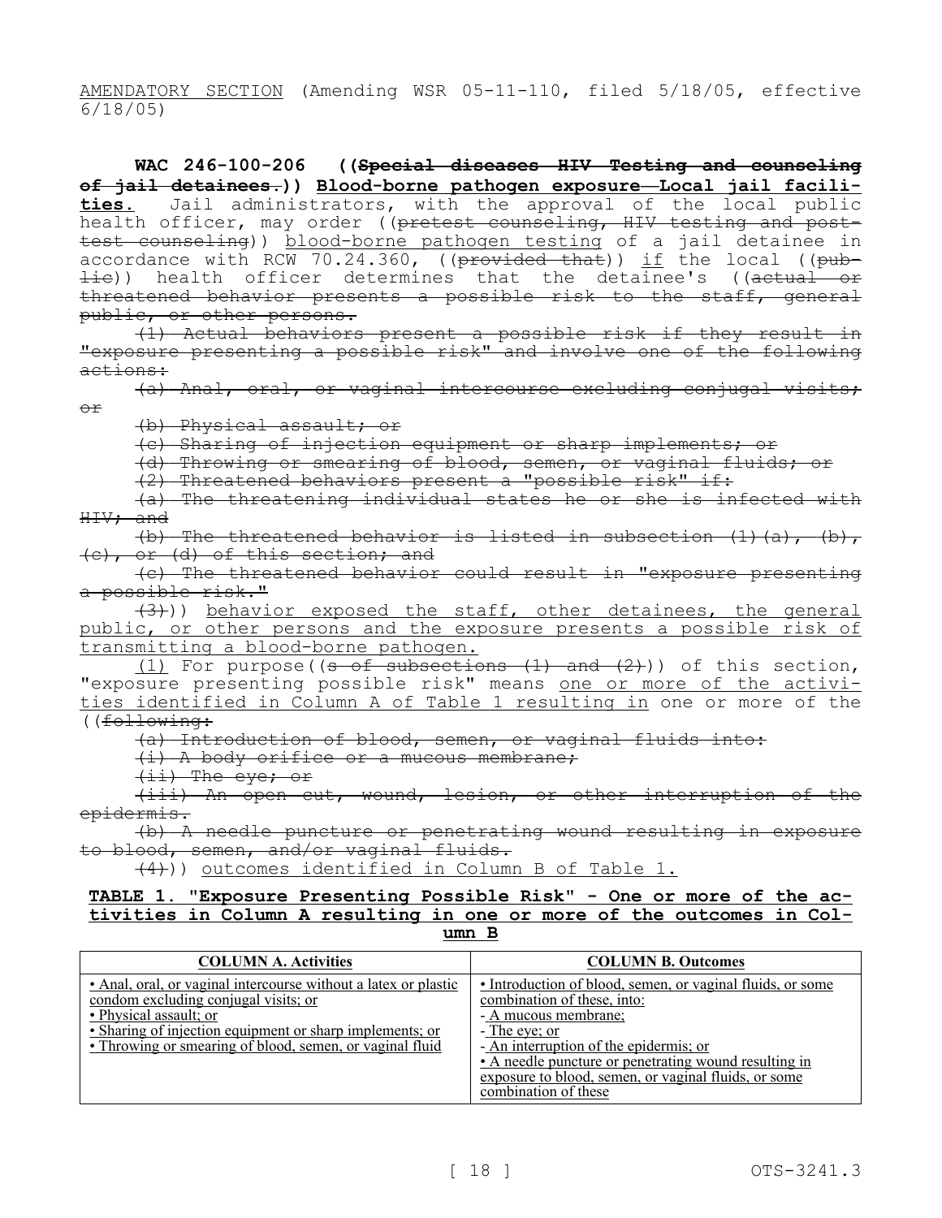AMENDATORY SECTION (Amending WSR 05-11-110, filed 5/18/05, effective 6/18/05)

**WAC 246-100-206 ((~~Special diseases HIV Testing and counseling of jail detainees.~~)) Blood-borne pathogen exposure—Local jail facilities.** Jail administrators, with the approval of the local public health officer, may order ((~~pretest counseling, HIV testing and post-test counseling~~)) blood-borne pathogen testing of a jail detainee in accordance with RCW 70.24.360, ((~~provided that~~)) if the local ((~~public~~)) health officer determines that the detainee's ((~~actual or threatened behavior presents a possible risk to the staff, general public, or other persons.~~

~~(1) Actual behaviors present a possible risk if they result in "exposure presenting a possible risk" and involve one of the following actions:~~

~~(a) Anal, oral, or vaginal intercourse excluding conjugal visits; or~~

~~(b) Physical assault; or~~

~~(c) Sharing of injection equipment or sharp implements; or~~

~~(d) Throwing or smearing of blood, semen, or vaginal fluids; or~~

~~(2) Threatened behaviors present a "possible risk" if:~~

~~(a) The threatening individual states he or she is infected with HIV; and~~

~~(b) The threatened behavior is listed in subsection (1)(a), (b), (c), or (d) of this section; and~~

~~(c) The threatened behavior could result in "exposure presenting a possible risk."~~

~~(3)~~)) behavior exposed the staff, other detainees, the general public, or other persons and the exposure presents a possible risk of transmitting a blood-borne pathogen.

(1) For purpose((~~s of subsections (1) and (2)~~)) of this section, "exposure presenting possible risk" means one or more of the activities identified in Column A of Table 1 resulting in one or more of the ((~~following:~~

~~(a) Introduction of blood, semen, or vaginal fluids into:~~

~~(i) A body orifice or a mucous membrane;~~

~~(ii) The eye; or~~

~~(iii) An open cut, wound, lesion, or other interruption of the epidermis.~~

~~(b) A needle puncture or penetrating wound resulting in exposure to blood, semen, and/or vaginal fluids.~~

~~(4)~~)) outcomes identified in Column B of Table 1.

**TABLE 1. "Exposure Presenting Possible Risk" - One or more of the activities in Column A resulting in one or more of the outcomes in Column B**

| COLUMN A. Activities | COLUMN B. Outcomes |
|---|---|
| • Anal, oral, or vaginal intercourse without a latex or plastic condom excluding conjugal visits; or<br>• Physical assault; or<br>• Sharing of injection equipment or sharp implements; or<br>• Throwing or smearing of blood, semen, or vaginal fluid | • Introduction of blood, semen, or vaginal fluids, or some combination of these, into:<br>- A mucous membrane;<br>- The eye; or<br>- An interruption of the epidermis; or<br>• A needle puncture or penetrating wound resulting in exposure to blood, semen, or vaginal fluids, or some combination of these |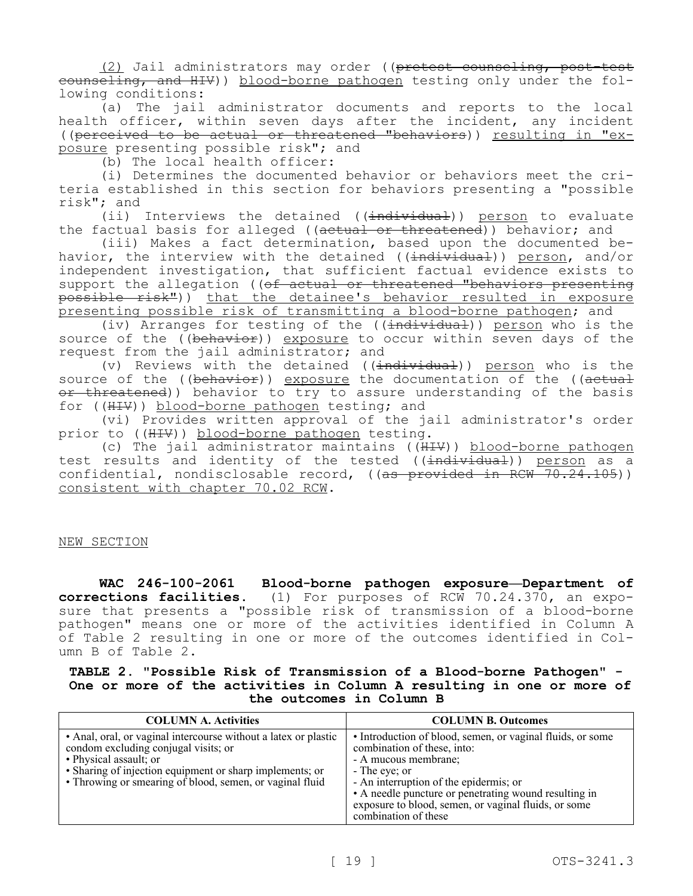(2) Jail administrators may order ((~~pretest counseling, post-test counseling, and HIV~~)) blood-borne pathogen testing only under the following conditions:

(a) The jail administrator documents and reports to the local health officer, within seven days after the incident, any incident ((~~perceived to be actual or threatened "behaviors~~)) resulting in "exposure presenting possible risk"; and

(b) The local health officer:

(i) Determines the documented behavior or behaviors meet the criteria established in this section for behaviors presenting a "possible risk"; and

(ii) Interviews the detained ((~~individual~~)) person to evaluate the factual basis for alleged ((~~actual or threatened~~)) behavior; and

(iii) Makes a fact determination, based upon the documented behavior, the interview with the detained ((~~individual~~)) person, and/or independent investigation, that sufficient factual evidence exists to support the allegation ((~~of actual or threatened "behaviors presenting possible risk"~~)) that the detainee's behavior resulted in exposure presenting possible risk of transmitting a blood-borne pathogen; and

(iv) Arranges for testing of the ((~~individual~~)) person who is the source of the ((~~behavior~~)) exposure to occur within seven days of the request from the jail administrator; and

(v) Reviews with the detained ((~~individual~~)) person who is the source of the ((~~behavior~~)) exposure the documentation of the ((~~actual or threatened~~)) behavior to try to assure understanding of the basis for ((~~HIV~~)) blood-borne pathogen testing; and

(vi) Provides written approval of the jail administrator's order prior to ((~~HIV~~)) blood-borne pathogen testing.

(c) The jail administrator maintains ((~~HIV~~)) blood-borne pathogen test results and identity of the tested ((~~individual~~)) person as a confidential, nondisclosable record, ((~~as provided in RCW 70.24.105~~)) consistent with chapter 70.02 RCW.

NEW SECTION

**WAC 246-100-2061 Blood-borne pathogen exposure—Department of corrections facilities.** (1) For purposes of RCW 70.24.370, an exposure that presents a "possible risk of transmission of a blood-borne pathogen" means one or more of the activities identified in Column A of Table 2 resulting in one or more of the outcomes identified in Column B of Table 2.

**TABLE 2. "Possible Risk of Transmission of a Blood-borne Pathogen" - One or more of the activities in Column A resulting in one or more of the outcomes in Column B**

| COLUMN A. Activities | COLUMN B. Outcomes |
|---|---|
| • Anal, oral, or vaginal intercourse without a latex or plastic condom excluding conjugal visits; or<br>• Physical assault; or<br>• Sharing of injection equipment or sharp implements; or<br>• Throwing or smearing of blood, semen, or vaginal fluid | • Introduction of blood, semen, or vaginal fluids, or some combination of these, into:<br>- A mucous membrane;<br>- The eye; or<br>- An interruption of the epidermis; or<br>• A needle puncture or penetrating wound resulting in exposure to blood, semen, or vaginal fluids, or some combination of these |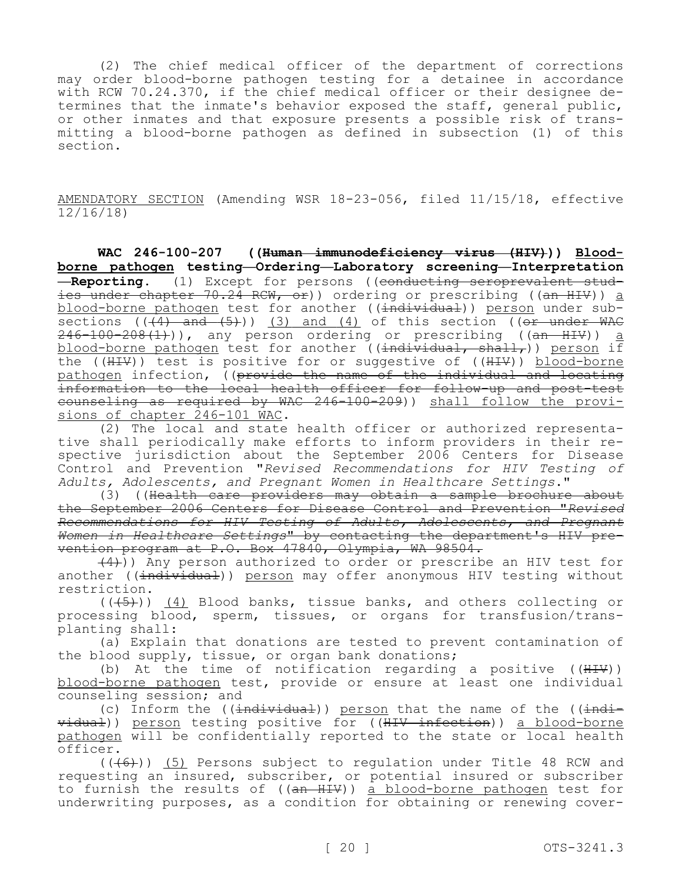(2) The chief medical officer of the department of corrections may order blood-borne pathogen testing for a detainee in accordance with RCW 70.24.370, if the chief medical officer or their designee determines that the inmate's behavior exposed the staff, general public, or other inmates and that exposure presents a possible risk of transmitting a blood-borne pathogen as defined in subsection (1) of this section.

AMENDATORY SECTION (Amending WSR 18-23-056, filed 11/15/18, effective 12/16/18)

**WAC 246-100-207 ((~~Human immunodeficiency virus (HIV)~~)) Blood-borne pathogen testing—Ordering—Laboratory screening—Interpretation—Reporting.** (1) Except for persons ((~~conducting seroprevalent studies under chapter 70.24 RCW, or~~)) ordering or prescribing ((~~an HIV~~)) a blood-borne pathogen test for another ((~~individual~~)) person under subsections ((~~(4) and (5)~~)) (3) and (4) of this section ((~~or under WAC 246-100-208(1)~~)), any person ordering or prescribing ((~~an HIV~~)) a blood-borne pathogen test for another ((~~individual, shall,~~)) person if the ((~~HIV~~)) test is positive for or suggestive of ((~~HIV~~)) blood-borne pathogen infection, ((~~provide the name of the individual and locating information to the local health officer for follow-up and post-test counseling as required by WAC 246-100-209~~)) shall follow the provisions of chapter 246-101 WAC.

(2) The local and state health officer or authorized representative shall periodically make efforts to inform providers in their respective jurisdiction about the September 2006 Centers for Disease Control and Prevention "*Revised Recommendations for HIV Testing of Adults, Adolescents, and Pregnant Women in Healthcare Settings*."

(3) ((~~Health care providers may obtain a sample brochure about the September 2006 Centers for Disease Control and Prevention "*Revised Recommendations for HIV Testing of Adults, Adolescents, and Pregnant Women in Healthcare Settings*" by contacting the department's HIV prevention program at P.O. Box 47840, Olympia, WA 98504.~~

~~(4)~~)) Any person authorized to order or prescribe an HIV test for another ((~~individual~~)) person may offer anonymous HIV testing without restriction.

((~~(5)~~)) (4) Blood banks, tissue banks, and others collecting or processing blood, sperm, tissues, or organs for transfusion/transplanting shall:

(a) Explain that donations are tested to prevent contamination of the blood supply, tissue, or organ bank donations;

(b) At the time of notification regarding a positive ((~~HIV~~)) blood-borne pathogen test, provide or ensure at least one individual counseling session; and

(c) Inform the ((~~individual~~)) person that the name of the ((~~individual~~)) person testing positive for ((~~HIV infection~~)) a blood-borne pathogen will be confidentially reported to the state or local health officer.

((~~(6)~~)) (5) Persons subject to regulation under Title 48 RCW and requesting an insured, subscriber, or potential insured or subscriber to furnish the results of ((~~an HIV~~)) a blood-borne pathogen test for underwriting purposes, as a condition for obtaining or renewing cover-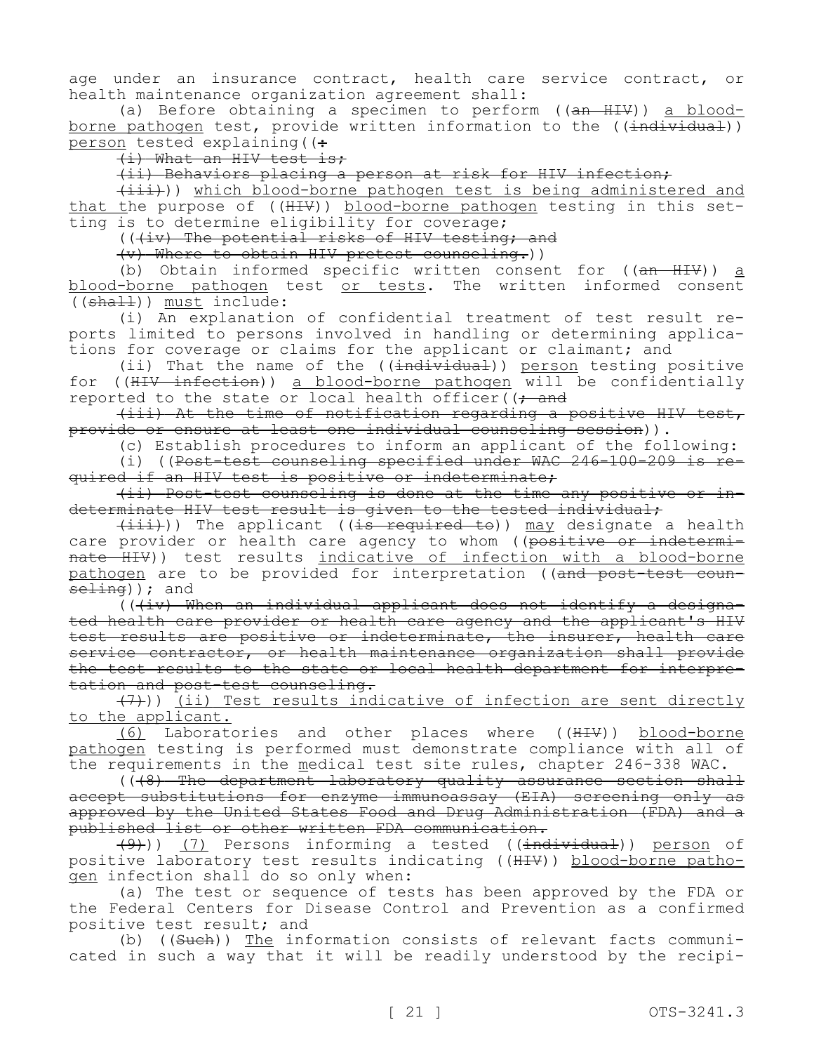age under an insurance contract, health care service contract, or health maintenance organization agreement shall:

(a) Before obtaining a specimen to perform ((~~an HIV~~)) <u>a blood-borne pathogen</u> test, provide written information to the ((~~individual~~)) <u>person</u> tested explaining((~~:~~

~~(i) What an HIV test is;~~

~~(ii) Behaviors placing a person at risk for HIV infection;~~

~~(iii)~~)) <u>which blood-borne pathogen test is being administered and that t</u>he purpose of ((~~HIV~~)) <u>blood-borne pathogen</u> testing in this setting is to determine eligibility for coverage;

((~~(iv) The potential risks of HIV testing; and~~

~~(v) Where to obtain HIV pretest counseling.~~))

(b) Obtain informed specific written consent for ((~~an HIV~~)) <u>a blood-borne pathogen</u> test <u>or tests</u>. The written informed consent ((~~shall~~)) <u>must</u> include:

(i) An explanation of confidential treatment of test result reports limited to persons involved in handling or determining applications for coverage or claims for the applicant or claimant; and

(ii) That the name of the ((~~individual~~)) <u>person</u> testing positive for ((~~HIV infection~~)) <u>a blood-borne pathogen</u> will be confidentially reported to the state or local health officer((~~; and~~

~~(iii) At the time of notification regarding a positive HIV test, provide or ensure at least one individual counseling session~~)).

(c) Establish procedures to inform an applicant of the following:

(i) ((~~Post-test counseling specified under WAC 246-100-209 is required if an HIV test is positive or indeterminate;~~

~~(ii) Post-test counseling is done at the time any positive or indeterminate HIV test result is given to the tested individual;~~

~~(iii)~~)) The applicant ((~~is required to~~)) <u>may</u> designate a health care provider or health care agency to whom ((~~positive or indeterminate HIV~~)) test results <u>indicative of infection with a blood-borne pathogen</u> are to be provided for interpretation ((~~and post-test counseling~~)); and

((~~(iv) When an individual applicant does not identify a designated health care provider or health care agency and the applicant's HIV test results are positive or indeterminate, the insurer, health care service contractor, or health maintenance organization shall provide the test results to the state or local health department for interpretation and post-test counseling.~~

~~(7)~~)) <u>(ii) Test results indicative of infection are sent directly to the applicant.</u>

<u>(6)</u> Laboratories and other places where ((~~HIV~~)) <u>blood-borne pathogen</u> testing is performed must demonstrate compliance with all of the requirements in the <u>m</u>edical test site rules, chapter 246-338 WAC.

((~~(8) The department laboratory quality assurance section shall accept substitutions for enzyme immunoassay (EIA) screening only as approved by the United States Food and Drug Administration (FDA) and a published list or other written FDA communication.~~

~~(9)~~)) <u>(7)</u> Persons informing a tested ((~~individual~~)) <u>person</u> of positive laboratory test results indicating ((~~HIV~~)) <u>blood-borne pathogen</u> infection shall do so only when:

(a) The test or sequence of tests has been approved by the FDA or the Federal Centers for Disease Control and Prevention as a confirmed positive test result; and

(b) ((~~Such~~)) <u>The</u> information consists of relevant facts communicated in such a way that it will be readily understood by the recipi-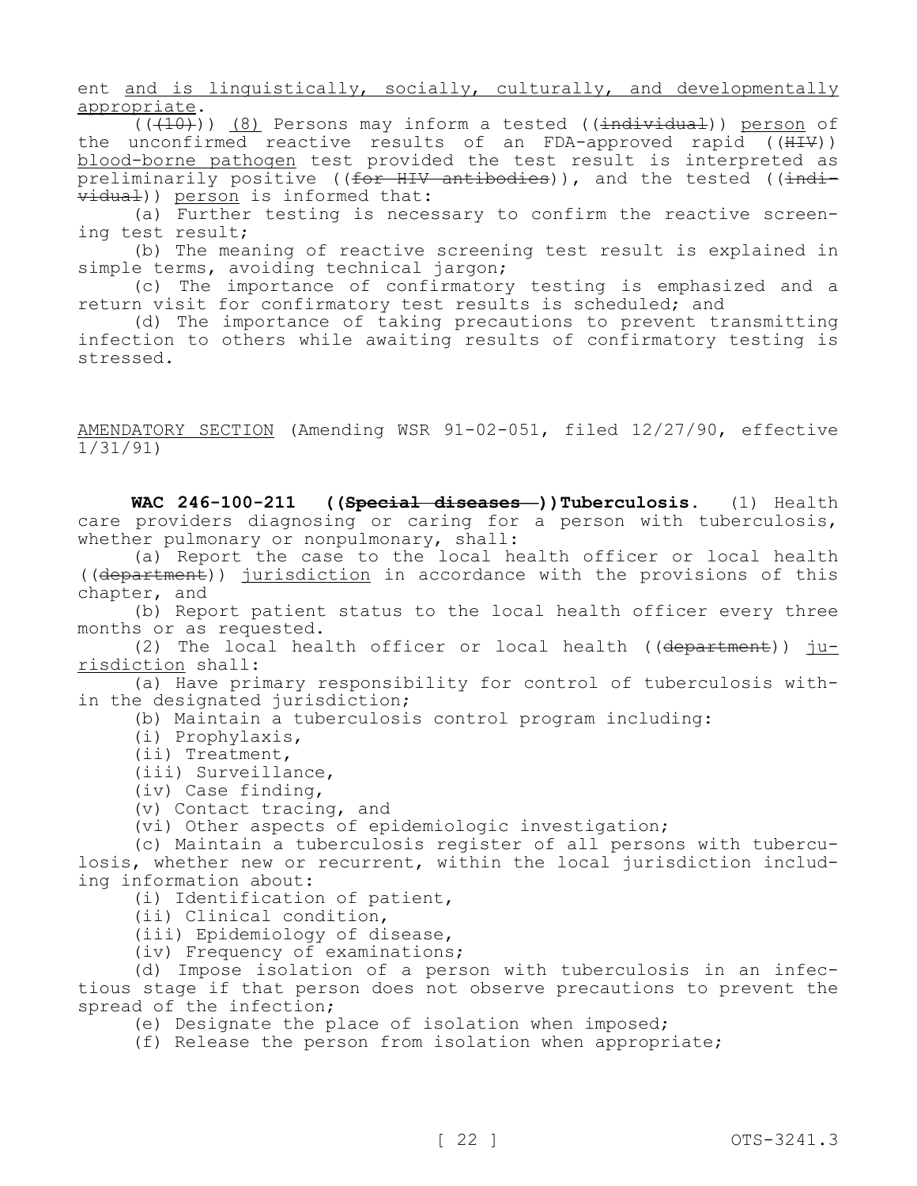ent and is linguistically, socially, culturally, and developmentally appropriate.

(((10))) (8) Persons may inform a tested ((individual)) person of the unconfirmed reactive results of an FDA-approved rapid ((HIV)) blood-borne pathogen test provided the test result is interpreted as preliminarily positive ((for HIV antibodies)), and the tested ((individual)) person is informed that:

(a) Further testing is necessary to confirm the reactive screening test result;

(b) The meaning of reactive screening test result is explained in simple terms, avoiding technical jargon;

(c) The importance of confirmatory testing is emphasized and a return visit for confirmatory test results is scheduled; and

(d) The importance of taking precautions to prevent transmitting infection to others while awaiting results of confirmatory testing is stressed.

AMENDATORY SECTION (Amending WSR 91-02-051, filed 12/27/90, effective 1/31/91)

**WAC 246-100-211 ((Special diseases—))Tuberculosis.** (1) Health care providers diagnosing or caring for a person with tuberculosis, whether pulmonary or nonpulmonary, shall:

(a) Report the case to the local health officer or local health ((department)) jurisdiction in accordance with the provisions of this chapter, and

(b) Report patient status to the local health officer every three months or as requested.

(2) The local health officer or local health ((department)) jurisdiction shall:

(a) Have primary responsibility for control of tuberculosis within the designated jurisdiction;

(b) Maintain a tuberculosis control program including:

(i) Prophylaxis,

(ii) Treatment,

(iii) Surveillance,

(iv) Case finding,

(v) Contact tracing, and

(vi) Other aspects of epidemiologic investigation;

(c) Maintain a tuberculosis register of all persons with tuberculosis, whether new or recurrent, within the local jurisdiction including information about:

(i) Identification of patient,

(ii) Clinical condition,

(iii) Epidemiology of disease,

(iv) Frequency of examinations;

(d) Impose isolation of a person with tuberculosis in an infectious stage if that person does not observe precautions to prevent the spread of the infection;

(e) Designate the place of isolation when imposed;

(f) Release the person from isolation when appropriate;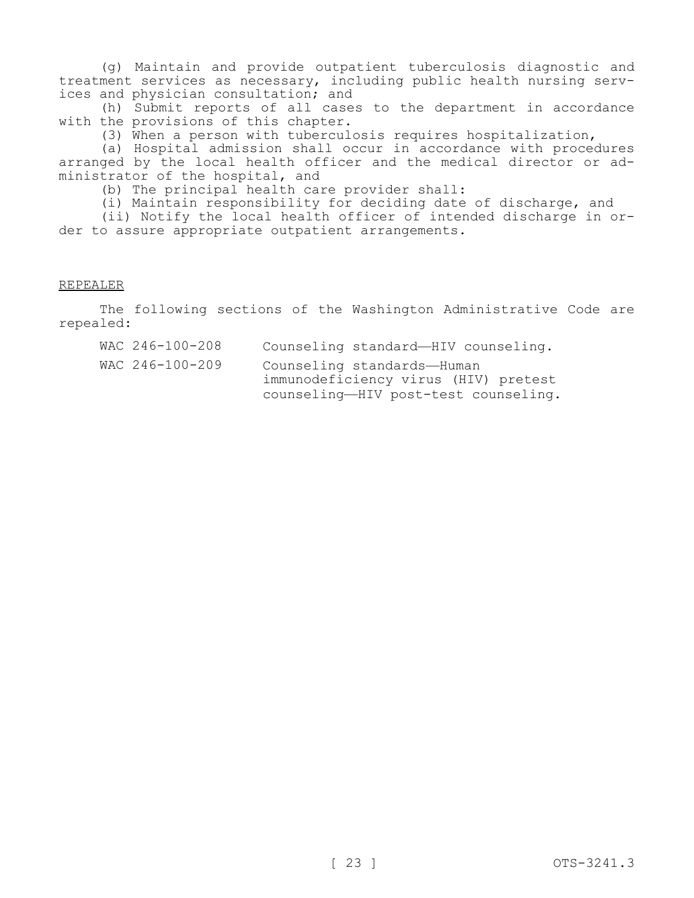(g) Maintain and provide outpatient tuberculosis diagnostic and treatment services as necessary, including public health nursing services and physician consultation; and

(h) Submit reports of all cases to the department in accordance with the provisions of this chapter.

(3) When a person with tuberculosis requires hospitalization,

(a) Hospital admission shall occur in accordance with procedures arranged by the local health officer and the medical director or administrator of the hospital, and

(b) The principal health care provider shall:

(i) Maintain responsibility for deciding date of discharge, and

(ii) Notify the local health officer of intended discharge in order to assure appropriate outpatient arrangements.

REPEALER

The following sections of the Washington Administrative Code are repealed:

| | |
|---|---|
| WAC 246-100-208 | Counseling standard—HIV counseling. |
| WAC 246-100-209 | Counseling standards—Human immunodeficiency virus (HIV) pretest counseling—HIV post-test counseling. |